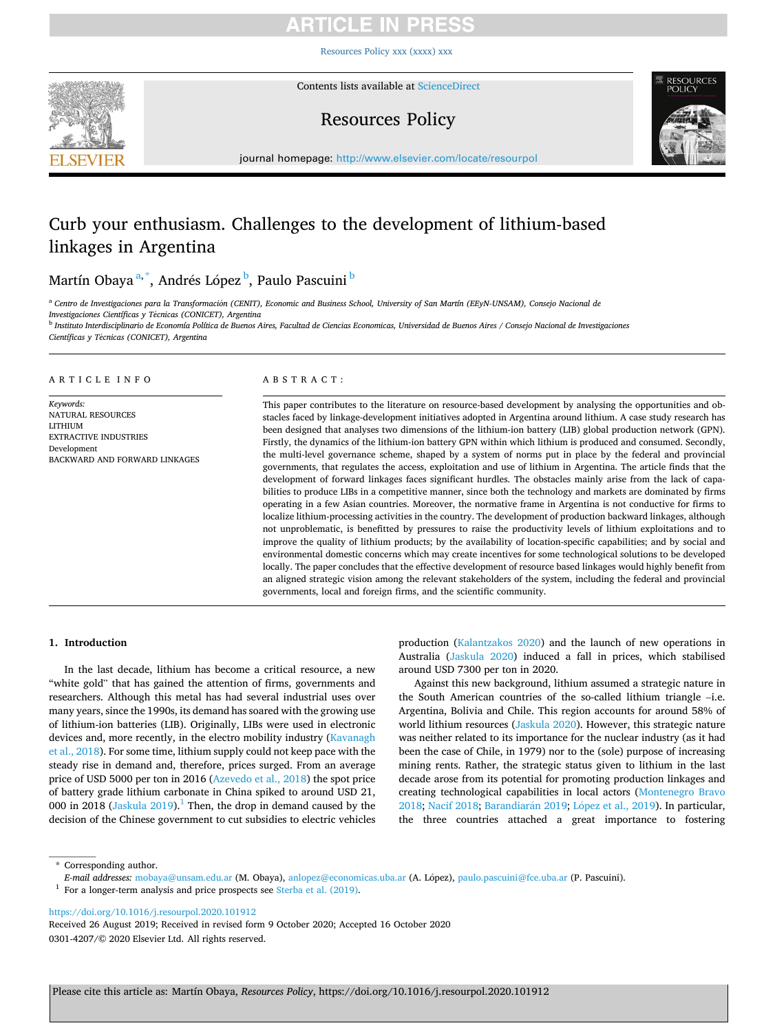# Curb your enthusiasm. Challenges to the development of lithium-based linkages in Argentina

Martín Obaya [a,*], Andrés López [b], Paulo Pascuini [b]

[a] Centro de Investigaciones para la Transformación (CENIT), Economic and Business School, University of San Martín (EEyN-UNSAM), Consejo Nacional de Investigaciones Científicas y Técnicas (CONICET), Argentina

[b] Instituto Interdisciplinario de Economía Política de Buenos Aires, Facultad de Ciencias Economicas, Universidad de Buenos Aires / Consejo Nacional de Investigaciones Científicas y Técnicas (CONICET), Argentina

**ARTICLE INFO**

*Keywords:*
NATURAL RESOURCES
LITHIUM
EXTRACTIVE INDUSTRIES
Development
BACKWARD AND FORWARD LINKAGES

**ABSTRACT:**

This paper contributes to the literature on resource-based development by analysing the opportunities and obstacles faced by linkage-development initiatives adopted in Argentina around lithium. A case study research has been designed that analyses two dimensions of the lithium-ion battery (LIB) global production network (GPN). Firstly, the dynamics of the lithium-ion battery GPN within which lithium is produced and consumed. Secondly, the multi-level governance scheme, shaped by a system of norms put in place by the federal and provincial governments, that regulates the access, exploitation and use of lithium in Argentina. The article finds that the development of forward linkages faces significant hurdles. The obstacles mainly arise from the lack of capabilities to produce LIBs in a competitive manner, since both the technology and markets are dominated by firms operating in a few Asian countries. Moreover, the normative frame in Argentina is not conductive for firms to localize lithium-processing activities in the country. The development of production backward linkages, although not unproblematic, is benefitted by pressures to raise the productivity levels of lithium exploitations and to improve the quality of lithium products; by the availability of location-specific capabilities; and by social and environmental domestic concerns which may create incentives for some technological solutions to be developed locally. The paper concludes that the effective development of resource based linkages would highly benefit from an aligned strategic vision among the relevant stakeholders of the system, including the federal and provincial governments, local and foreign firms, and the scientific community.

## 1. Introduction

In the last decade, lithium has become a critical resource, a new "white gold" that has gained the attention of firms, governments and researchers. Although this metal has had several industrial uses over many years, since the 1990s, its demand has soared with the growing use of lithium-ion batteries (LIB). Originally, LIBs were used in electronic devices and, more recently, in the electro mobility industry (Kavanagh et al., 2018). For some time, lithium supply could not keep pace with the steady rise in demand and, therefore, prices surged. From an average price of USD 5000 per ton in 2016 (Azevedo et al., 2018) the spot price of battery grade lithium carbonate in China spiked to around USD 21, 000 in 2018 (Jaskula 2019).[1] Then, the drop in demand caused by the decision of the Chinese government to cut subsidies to electric vehicles production (Kalantzakos 2020) and the launch of new operations in Australia (Jaskula 2020) induced a fall in prices, which stabilised around USD 7300 per ton in 2020.

Against this new background, lithium assumed a strategic nature in the South American countries of the so-called lithium triangle –i.e. Argentina, Bolivia and Chile. This region accounts for around 58% of world lithium resources (Jaskula 2020). However, this strategic nature was neither related to its importance for the nuclear industry (as it had been the case of Chile, in 1979) nor to the (sole) purpose of increasing mining rents. Rather, the strategic status given to lithium in the last decade arose from its potential for promoting production linkages and creating technological capabilities in local actors (Montenegro Bravo 2018; Nacif 2018; Barandiarán 2019; López et al., 2019). In particular, the three countries attached a great importance to fostering

\* Corresponding author.
*E-mail addresses:* mobaya@unsam.edu.ar (M. Obaya), anlopez@economicas.uba.ar (A. López), paulo.pascuini@fce.uba.ar (P. Pascuini).

[1] For a longer-term analysis and price prospects see Sterba et al. (2019).

https://doi.org/10.1016/j.resourpol.2020.101912
Received 26 August 2019; Received in revised form 9 October 2020; Accepted 16 October 2020
0301-4207/© 2020 Elsevier Ltd. All rights reserved.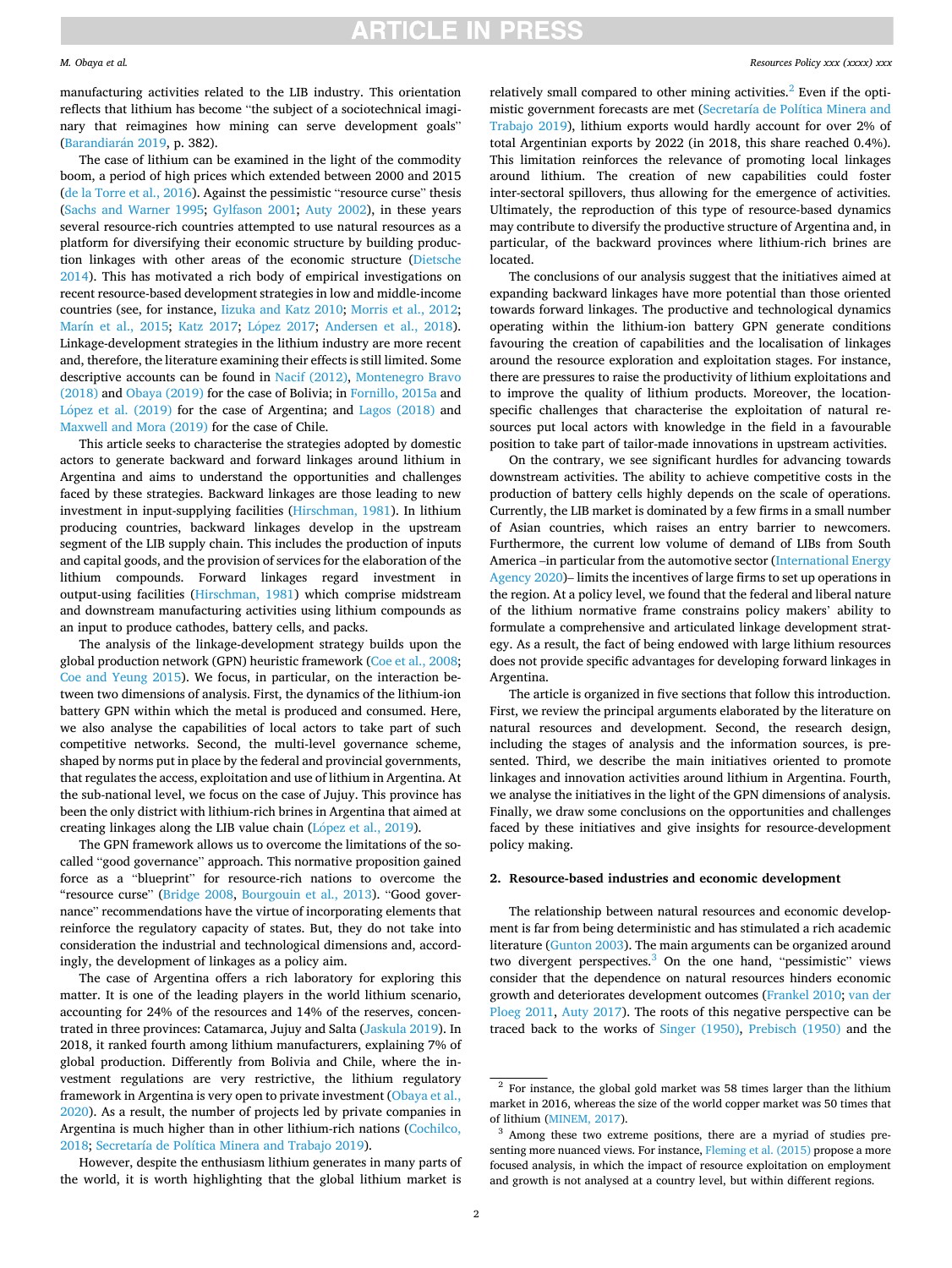manufacturing activities related to the LIB industry. This orientation reflects that lithium has become "the subject of a sociotechnical imaginary that reimagines how mining can serve development goals" (Barandiarán 2019, p. 382).

The case of lithium can be examined in the light of the commodity boom, a period of high prices which extended between 2000 and 2015 (de la Torre et al., 2016). Against the pessimistic "resource curse" thesis (Sachs and Warner 1995; Gylfason 2001; Auty 2002), in these years several resource-rich countries attempted to use natural resources as a platform for diversifying their economic structure by building production linkages with other areas of the economic structure (Dietsche 2014). This has motivated a rich body of empirical investigations on recent resource-based development strategies in low and middle-income countries (see, for instance, Iizuka and Katz 2010; Morris et al., 2012; Marín et al., 2015; Katz 2017; López 2017; Andersen et al., 2018). Linkage-development strategies in the lithium industry are more recent and, therefore, the literature examining their effects is still limited. Some descriptive accounts can be found in Nacif (2012), Montenegro Bravo (2018) and Obaya (2019) for the case of Bolivia; in Fornillo, 2015a and López et al. (2019) for the case of Argentina; and Lagos (2018) and Maxwell and Mora (2019) for the case of Chile.

This article seeks to characterise the strategies adopted by domestic actors to generate backward and forward linkages around lithium in Argentina and aims to understand the opportunities and challenges faced by these strategies. Backward linkages are those leading to new investment in input-supplying facilities (Hirschman, 1981). In lithium producing countries, backward linkages develop in the upstream segment of the LIB supply chain. This includes the production of inputs and capital goods, and the provision of services for the elaboration of the lithium compounds. Forward linkages regard investment in output-using facilities (Hirschman, 1981) which comprise midstream and downstream manufacturing activities using lithium compounds as an input to produce cathodes, battery cells, and packs.

The analysis of the linkage-development strategy builds upon the global production network (GPN) heuristic framework (Coe et al., 2008; Coe and Yeung 2015). We focus, in particular, on the interaction between two dimensions of analysis. First, the dynamics of the lithium-ion battery GPN within which the metal is produced and consumed. Here, we also analyse the capabilities of local actors to take part of such competitive networks. Second, the multi-level governance scheme, shaped by norms put in place by the federal and provincial governments, that regulates the access, exploitation and use of lithium in Argentina. At the sub-national level, we focus on the case of Jujuy. This province has been the only district with lithium-rich brines in Argentina that aimed at creating linkages along the LIB value chain (López et al., 2019).

The GPN framework allows us to overcome the limitations of the so-called "good governance" approach. This normative proposition gained force as a "blueprint" for resource-rich nations to overcome the "resource curse" (Bridge 2008, Bourgouin et al., 2013). "Good governance" recommendations have the virtue of incorporating elements that reinforce the regulatory capacity of states. But, they do not take into consideration the industrial and technological dimensions and, accordingly, the development of linkages as a policy aim.

The case of Argentina offers a rich laboratory for exploring this matter. It is one of the leading players in the world lithium scenario, accounting for 24% of the resources and 14% of the reserves, concentrated in three provinces: Catamarca, Jujuy and Salta (Jaskula 2019). In 2018, it ranked fourth among lithium manufacturers, explaining 7% of global production. Differently from Bolivia and Chile, where the investment regulations are very restrictive, the lithium regulatory framework in Argentina is very open to private investment (Obaya et al., 2020). As a result, the number of projects led by private companies in Argentina is much higher than in other lithium-rich nations (Cochilco, 2018; Secretaría de Política Minera and Trabajo 2019).

However, despite the enthusiasm lithium generates in many parts of the world, it is worth highlighting that the global lithium market is relatively small compared to other mining activities.[2] Even if the optimistic government forecasts are met (Secretaría de Política Minera and Trabajo 2019), lithium exports would hardly account for over 2% of total Argentinian exports by 2022 (in 2018, this share reached 0.4%). This limitation reinforces the relevance of promoting local linkages around lithium. The creation of new capabilities could foster inter-sectoral spillovers, thus allowing for the emergence of activities. Ultimately, the reproduction of this type of resource-based dynamics may contribute to diversify the productive structure of Argentina and, in particular, of the backward provinces where lithium-rich brines are located.

The conclusions of our analysis suggest that the initiatives aimed at expanding backward linkages have more potential than those oriented towards forward linkages. The productive and technological dynamics operating within the lithium-ion battery GPN generate conditions favouring the creation of capabilities and the localisation of linkages around the resource exploration and exploitation stages. For instance, there are pressures to raise the productivity of lithium exploitations and to improve the quality of lithium products. Moreover, the location-specific challenges that characterise the exploitation of natural resources put local actors with knowledge in the field in a favourable position to take part of tailor-made innovations in upstream activities.

On the contrary, we see significant hurdles for advancing towards downstream activities. The ability to achieve competitive costs in the production of battery cells highly depends on the scale of operations. Currently, the LIB market is dominated by a few firms in a small number of Asian countries, which raises an entry barrier to newcomers. Furthermore, the current low volume of demand of LIBs from South America –in particular from the automotive sector (International Energy Agency 2020)– limits the incentives of large firms to set up operations in the region. At a policy level, we found that the federal and liberal nature of the lithium normative frame constrains policy makers' ability to formulate a comprehensive and articulated linkage development strategy. As a result, the fact of being endowed with large lithium resources does not provide specific advantages for developing forward linkages in Argentina.

The article is organized in five sections that follow this introduction. First, we review the principal arguments elaborated by the literature on natural resources and development. Second, the research design, including the stages of analysis and the information sources, is presented. Third, we describe the main initiatives oriented to promote linkages and innovation activities around lithium in Argentina. Fourth, we analyse the initiatives in the light of the GPN dimensions of analysis. Finally, we draw some conclusions on the opportunities and challenges faced by these initiatives and give insights for resource-development policy making.

## 2. Resource-based industries and economic development

The relationship between natural resources and economic development is far from being deterministic and has stimulated a rich academic literature (Gunton 2003). The main arguments can be organized around two divergent perspectives.[3] On the one hand, "pessimistic" views consider that the dependence on natural resources hinders economic growth and deteriorates development outcomes (Frankel 2010; van der Ploeg 2011, Auty 2017). The roots of this negative perspective can be traced back to the works of Singer (1950), Prebisch (1950) and the

---

[2] For instance, the global gold market was 58 times larger than the lithium market in 2016, whereas the size of the world copper market was 50 times that of lithium (MINEM, 2017).

[3] Among these two extreme positions, there are a myriad of studies presenting more nuanced views. For instance, Fleming et al. (2015) propose a more focused analysis, in which the impact of resource exploitation on employment and growth is not analysed at a country level, but within different regions.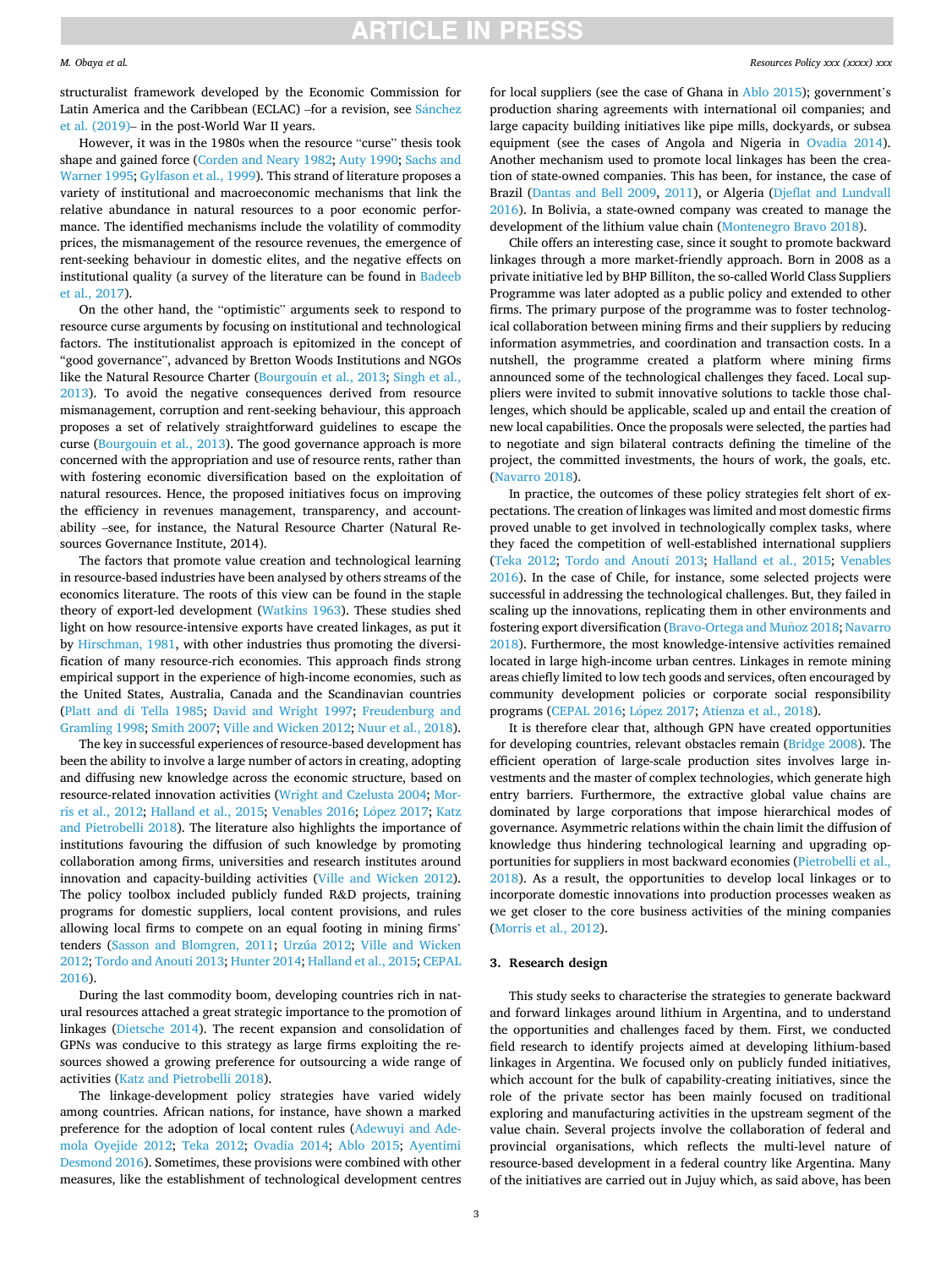structuralist framework developed by the Economic Commission for Latin America and the Caribbean (ECLAC) –for a revision, see Sánchez et al. (2019)– in the post-World War II years.

However, it was in the 1980s when the resource "curse" thesis took shape and gained force (Corden and Neary 1982; Auty 1990; Sachs and Warner 1995; Gylfason et al., 1999). This strand of literature proposes a variety of institutional and macroeconomic mechanisms that link the relative abundance in natural resources to a poor economic performance. The identified mechanisms include the volatility of commodity prices, the mismanagement of the resource revenues, the emergence of rent-seeking behaviour in domestic elites, and the negative effects on institutional quality (a survey of the literature can be found in Badeeb et al., 2017).

On the other hand, the "optimistic" arguments seek to respond to resource curse arguments by focusing on institutional and technological factors. The institutionalist approach is epitomized in the concept of "good governance", advanced by Bretton Woods Institutions and NGOs like the Natural Resource Charter (Bourgouin et al., 2013; Singh et al., 2013). To avoid the negative consequences derived from resource mismanagement, corruption and rent-seeking behaviour, this approach proposes a set of relatively straightforward guidelines to escape the curse (Bourgouin et al., 2013). The good governance approach is more concerned with the appropriation and use of resource rents, rather than with fostering economic diversification based on the exploitation of natural resources. Hence, the proposed initiatives focus on improving the efficiency in revenues management, transparency, and accountability –see, for instance, the Natural Resource Charter (Natural Resources Governance Institute, 2014).

The factors that promote value creation and technological learning in resource-based industries have been analysed by others streams of the economics literature. The roots of this view can be found in the staple theory of export-led development (Watkins 1963). These studies shed light on how resource-intensive exports have created linkages, as put it by Hirschman, 1981, with other industries thus promoting the diversification of many resource-rich economies. This approach finds strong empirical support in the experience of high-income economies, such as the United States, Australia, Canada and the Scandinavian countries (Platt and di Tella 1985; David and Wright 1997; Freudenburg and Gramling 1998; Smith 2007; Ville and Wicken 2012; Nuur et al., 2018).

The key in successful experiences of resource-based development has been the ability to involve a large number of actors in creating, adopting and diffusing new knowledge across the economic structure, based on resource-related innovation activities (Wright and Czelusta 2004; Morris et al., 2012; Halland et al., 2015; Venables 2016; López 2017; Katz and Pietrobelli 2018). The literature also highlights the importance of institutions favouring the diffusion of such knowledge by promoting collaboration among firms, universities and research institutes around innovation and capacity-building activities (Ville and Wicken 2012). The policy toolbox included publicly funded R&D projects, training programs for domestic suppliers, local content provisions, and rules allowing local firms to compete on an equal footing in mining firms' tenders (Sasson and Blomgren, 2011; Urzúa 2012; Ville and Wicken 2012; Tordo and Anouti 2013; Hunter 2014; Halland et al., 2015; CEPAL 2016).

During the last commodity boom, developing countries rich in natural resources attached a great strategic importance to the promotion of linkages (Dietsche 2014). The recent expansion and consolidation of GPNs was conducive to this strategy as large firms exploiting the resources showed a growing preference for outsourcing a wide range of activities (Katz and Pietrobelli 2018).

The linkage-development policy strategies have varied widely among countries. African nations, for instance, have shown a marked preference for the adoption of local content rules (Adewuyi and Ademola Oyejide 2012; Teka 2012; Ovadia 2014; Ablo 2015; Ayentimi Desmond 2016). Sometimes, these provisions were combined with other measures, like the establishment of technological development centres for local suppliers (see the case of Ghana in Ablo 2015); government's production sharing agreements with international oil companies; and large capacity building initiatives like pipe mills, dockyards, or subsea equipment (see the cases of Angola and Nigeria in Ovadia 2014). Another mechanism used to promote local linkages has been the creation of state-owned companies. This has been, for instance, the case of Brazil (Dantas and Bell 2009, 2011), or Algeria (Djeflat and Lundvall 2016). In Bolivia, a state-owned company was created to manage the development of the lithium value chain (Montenegro Bravo 2018).

Chile offers an interesting case, since it sought to promote backward linkages through a more market-friendly approach. Born in 2008 as a private initiative led by BHP Billiton, the so-called World Class Suppliers Programme was later adopted as a public policy and extended to other firms. The primary purpose of the programme was to foster technological collaboration between mining firms and their suppliers by reducing information asymmetries, and coordination and transaction costs. In a nutshell, the programme created a platform where mining firms announced some of the technological challenges they faced. Local suppliers were invited to submit innovative solutions to tackle those challenges, which should be applicable, scaled up and entail the creation of new local capabilities. Once the proposals were selected, the parties had to negotiate and sign bilateral contracts defining the timeline of the project, the committed investments, the hours of work, the goals, etc. (Navarro 2018).

In practice, the outcomes of these policy strategies felt short of expectations. The creation of linkages was limited and most domestic firms proved unable to get involved in technologically complex tasks, where they faced the competition of well-established international suppliers (Teka 2012; Tordo and Anouti 2013; Halland et al., 2015; Venables 2016). In the case of Chile, for instance, some selected projects were successful in addressing the technological challenges. But, they failed in scaling up the innovations, replicating them in other environments and fostering export diversification (Bravo-Ortega and Muñoz 2018; Navarro 2018). Furthermore, the most knowledge-intensive activities remained located in large high-income urban centres. Linkages in remote mining areas chiefly limited to low tech goods and services, often encouraged by community development policies or corporate social responsibility programs (CEPAL 2016; López 2017; Atienza et al., 2018).

It is therefore clear that, although GPN have created opportunities for developing countries, relevant obstacles remain (Bridge 2008). The efficient operation of large-scale production sites involves large investments and the master of complex technologies, which generate high entry barriers. Furthermore, the extractive global value chains are dominated by large corporations that impose hierarchical modes of governance. Asymmetric relations within the chain limit the diffusion of knowledge thus hindering technological learning and upgrading opportunities for suppliers in most backward economies (Pietrobelli et al., 2018). As a result, the opportunities to develop local linkages or to incorporate domestic innovations into production processes weaken as we get closer to the core business activities of the mining companies (Morris et al., 2012).

## 3. Research design

This study seeks to characterise the strategies to generate backward and forward linkages around lithium in Argentina, and to understand the opportunities and challenges faced by them. First, we conducted field research to identify projects aimed at developing lithium-based linkages in Argentina. We focused only on publicly funded initiatives, which account for the bulk of capability-creating initiatives, since the role of the private sector has been mainly focused on traditional exploring and manufacturing activities in the upstream segment of the value chain. Several projects involve the collaboration of federal and provincial organisations, which reflects the multi-level nature of resource-based development in a federal country like Argentina. Many of the initiatives are carried out in Jujuy which, as said above, has been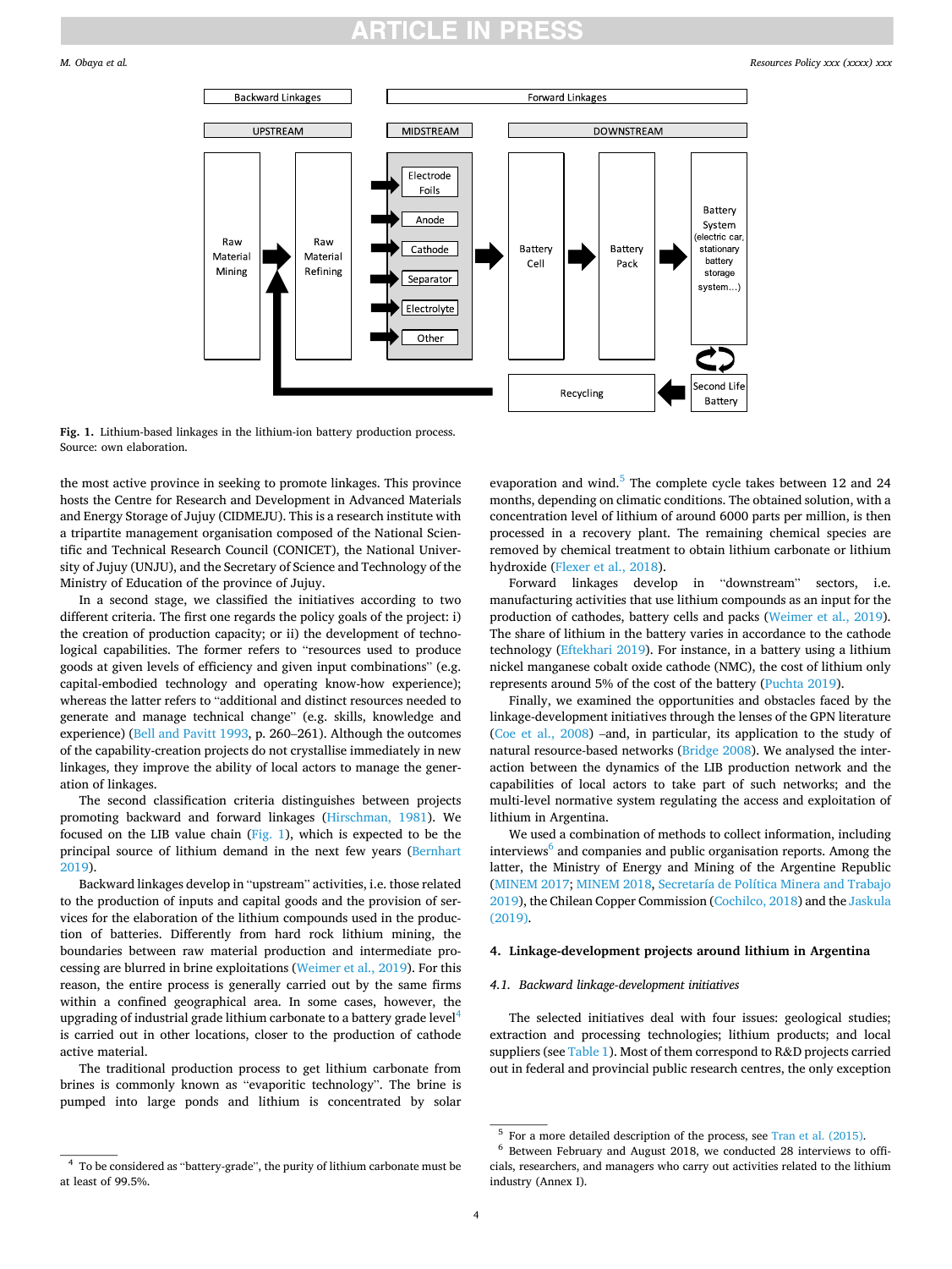Fig. 1. Lithium-based linkages in the lithium-ion battery production process.
Source: own elaboration.

the most active province in seeking to promote linkages. This province hosts the Centre for Research and Development in Advanced Materials and Energy Storage of Jujuy (CIDMEJU). This is a research institute with a tripartite management organisation composed of the National Scientific and Technical Research Council (CONICET), the National University of Jujuy (UNJU), and the Secretary of Science and Technology of the Ministry of Education of the province of Jujuy.

In a second stage, we classified the initiatives according to two different criteria. The first one regards the policy goals of the project: i) the creation of production capacity; or ii) the development of technological capabilities. The former refers to "resources used to produce goods at given levels of efficiency and given input combinations" (e.g. capital-embodied technology and operating know-how experience); whereas the latter refers to "additional and distinct resources needed to generate and manage technical change" (e.g. skills, knowledge and experience) (Bell and Pavitt 1993, p. 260–261). Although the outcomes of the capability-creation projects do not crystallise immediately in new linkages, they improve the ability of local actors to manage the generation of linkages.

The second classification criteria distinguishes between projects promoting backward and forward linkages (Hirschman, 1981). We focused on the LIB value chain (Fig. 1), which is expected to be the principal source of lithium demand in the next few years (Bernhart 2019).

Backward linkages develop in "upstream" activities, i.e. those related to the production of inputs and capital goods and the provision of services for the elaboration of the lithium compounds used in the production of batteries. Differently from hard rock lithium mining, the boundaries between raw material production and intermediate processing are blurred in brine exploitations (Weimer et al., 2019). For this reason, the entire process is generally carried out by the same firms within a confined geographical area. In some cases, however, the upgrading of industrial grade lithium carbonate to a battery grade level[4] is carried out in other locations, closer to the production of cathode active material.

The traditional production process to get lithium carbonate from brines is commonly known as "evaporitic technology". The brine is pumped into large ponds and lithium is concentrated by solar evaporation and wind.[5] The complete cycle takes between 12 and 24 months, depending on climatic conditions. The obtained solution, with a concentration level of lithium of around 6000 parts per million, is then processed in a recovery plant. The remaining chemical species are removed by chemical treatment to obtain lithium carbonate or lithium hydroxide (Flexer et al., 2018).

Forward linkages develop in "downstream" sectors, i.e. manufacturing activities that use lithium compounds as an input for the production of cathodes, battery cells and packs (Weimer et al., 2019). The share of lithium in the battery varies in accordance to the cathode technology (Eftekhari 2019). For instance, in a battery using a lithium nickel manganese cobalt oxide cathode (NMC), the cost of lithium only represents around 5% of the cost of the battery (Puchta 2019).

Finally, we examined the opportunities and obstacles faced by the linkage-development initiatives through the lenses of the GPN literature (Coe et al., 2008) –and, in particular, its application to the study of natural resource-based networks (Bridge 2008). We analysed the interaction between the dynamics of the LIB production network and the capabilities of local actors to take part of such networks; and the multi-level normative system regulating the access and exploitation of lithium in Argentina.

We used a combination of methods to collect information, including interviews[6] and companies and public organisation reports. Among the latter, the Ministry of Energy and Mining of the Argentine Republic (MINEM 2017; MINEM 2018, Secretaría de Política Minera and Trabajo 2019), the Chilean Copper Commission (Cochilco, 2018) and the Jaskula (2019).

## 4. Linkage-development projects around lithium in Argentina

### 4.1. Backward linkage-development initiatives

The selected initiatives deal with four issues: geological studies; extraction and processing technologies; lithium products; and local suppliers (see Table 1). Most of them correspond to R&D projects carried out in federal and provincial public research centres, the only exception

[4] To be considered as "battery-grade", the purity of lithium carbonate must be at least of 99.5%.

[5] For a more detailed description of the process, see Tran et al. (2015).

[6] Between February and August 2018, we conducted 28 interviews to officials, researchers, and managers who carry out activities related to the lithium industry (Annex I).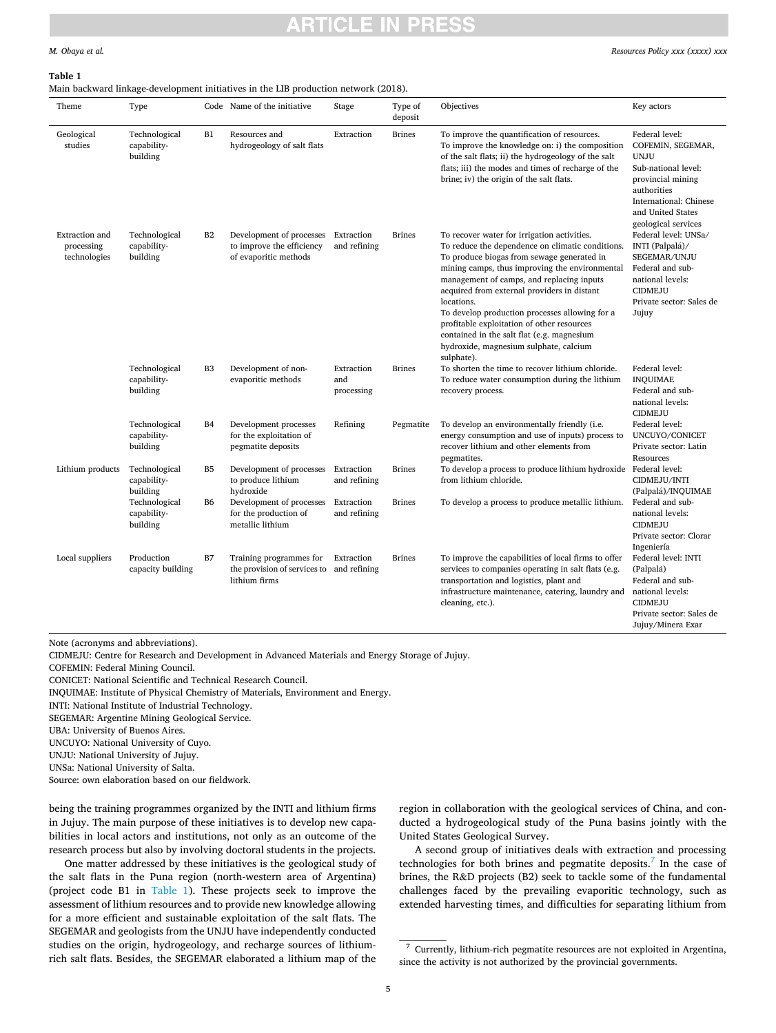**Table 1**
Main backward linkage-development initiatives in the LIB production network (2018).

| Theme | Type | Code | Name of the initiative | Stage | Type of deposit | Objectives | Key actors |
|---|---|---|---|---|---|---|---|
| Geological studies | Technological capability-building | B1 | Resources and hydrogeology of salt flats | Extraction | Brines | To improve the quantification of resources. To improve the knowledge on: i) the composition of the salt flats; ii) the hydrogeology of the salt flats; iii) the modes and times of recharge of the brine; iv) the origin of the salt flats. | Federal level: COFEMIN, SEGEMAR, UNJU Sub-national level: provincial mining authorities International: Chinese and United States geological services |
| Extraction and processing technologies | Technological capability-building | B2 | Development of processes to improve the efficiency of evaporitic methods | Extraction and refining | Brines | To recover water for irrigation activities. To reduce the dependence on climatic conditions. To produce biogas from sewage generated in mining camps, thus improving the environmental management of camps, and replacing inputs acquired from external providers in distant locations. To develop production processes allowing for a profitable exploitation of other resources contained in the salt flat (e.g. magnesium hydroxide, magnesium sulphate, calcium sulphate). | Federal level: UNSa/ INTI (Palpalá)/ SEGEMAR/UNJU Federal and sub-national levels: CIDMEJU Private sector: Sales de Jujuy |
| | Technological capability-building | B3 | Development of non-evaporitic methods | Extraction and processing | Brines | To shorten the time to recover lithium chloride. To reduce water consumption during the lithium recovery process. | Federal level: INQUIMAE Federal and sub-national levels: CIDMEJU |
| | Technological capability-building | B4 | Development processes for the exploitation of pegmatite deposits | Refining | Pegmatite | To develop an environmentally friendly (i.e. energy consumption and use of inputs) process to recover lithium and other elements from pegmatites. | Federal level: UNCUYO/CONICET Private sector: Latin Resources |
| Lithium products | Technological capability-building | B5 | Development of processes to produce lithium hydroxide | Extraction and refining | Brines | To develop a process to produce lithium hydroxide from lithium chloride. | Federal level: CIDMEJU/INTI (Palpalá)/INQUIMAE |
| | Technological capability-building | B6 | Development of processes for the production of metallic lithium | Extraction and refining | Brines | To develop a process to produce metallic lithium. | Federal and sub-national levels: CIDMEJU Private sector: Clorar Ingeniería |
| Local suppliers | Production capacity building | B7 | Training programmes for the provision of services to lithium firms | Extraction and refining | Brines | To improve the capabilities of local firms to offer services to companies operating in salt flats (e.g. transportation and logistics, plant and infrastructure maintenance, catering, laundry and cleaning, etc.). | Federal level: INTI (Palpalá) Federal and sub-national levels: CIDMEJU Private sector: Sales de Jujuy/Minera Exar |

Note (acronyms and abbreviations).
CIDMEJU: Centre for Research and Development in Advanced Materials and Energy Storage of Jujuy.
COFEMIN: Federal Mining Council.
CONICET: National Scientific and Technical Research Council.
INQUIMAE: Institute of Physical Chemistry of Materials, Environment and Energy.
INTI: National Institute of Industrial Technology.
SEGEMAR: Argentine Mining Geological Service.
UBA: University of Buenos Aires.
UNCUYO: National University of Cuyo.
UNJU: National University of Jujuy.
UNSa: National University of Salta.
Source: own elaboration based on our fieldwork.

being the training programmes organized by the INTI and lithium firms in Jujuy. The main purpose of these initiatives is to develop new capabilities in local actors and institutions, not only as an outcome of the research process but also by involving doctoral students in the projects.

One matter addressed by these initiatives is the geological study of the salt flats in the Puna region (north-western area of Argentina) (project code B1 in Table 1). These projects seek to improve the assessment of lithium resources and to provide new knowledge allowing for a more efficient and sustainable exploitation of the salt flats. The SEGEMAR and geologists from the UNJU have independently conducted studies on the origin, hydrogeology, and recharge sources of lithium-rich salt flats. Besides, the SEGEMAR elaborated a lithium map of the region in collaboration with the geological services of China, and conducted a hydrogeological study of the Puna basins jointly with the United States Geological Survey.

A second group of initiatives deals with extraction and processing technologies for both brines and pegmatite deposits.[7] In the case of brines, the R&D projects (B2) seek to tackle some of the fundamental challenges faced by the prevailing evaporitic technology, such as extended harvesting times, and difficulties for separating lithium from

[7] Currently, lithium-rich pegmatite resources are not exploited in Argentina, since the activity is not authorized by the provincial governments.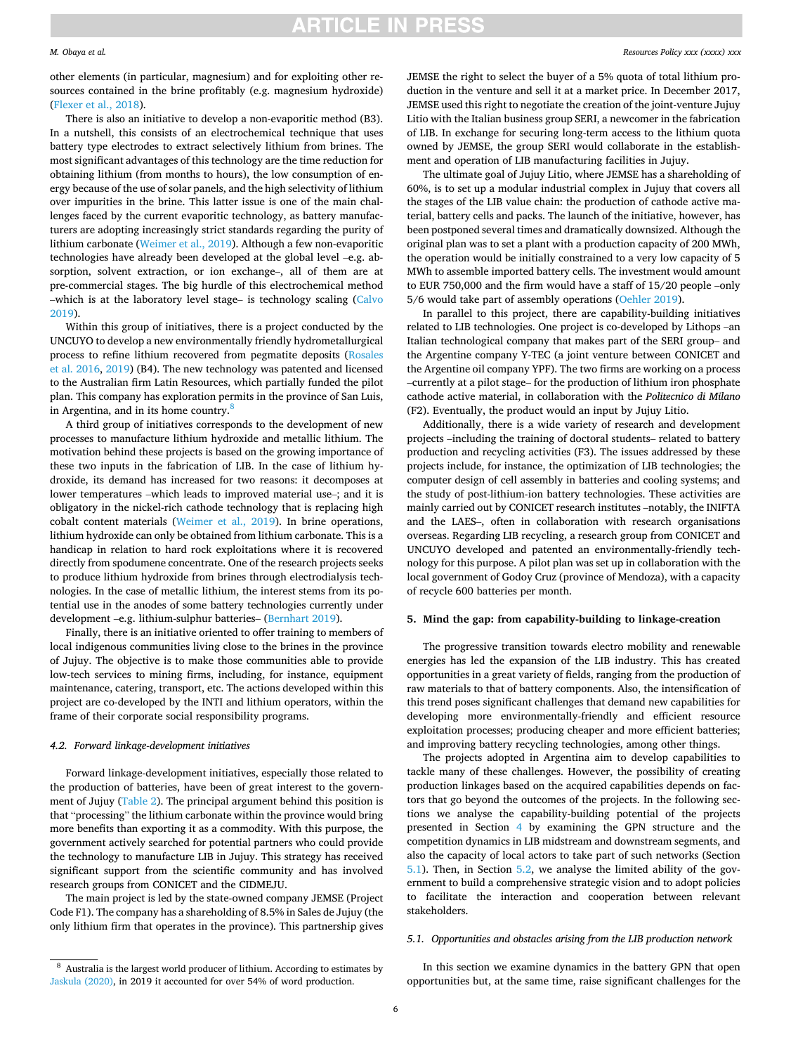other elements (in particular, magnesium) and for exploiting other resources contained in the brine profitably (e.g. magnesium hydroxide) (Flexer et al., 2018).

There is also an initiative to develop a non-evaporitic method (B3). In a nutshell, this consists of an electrochemical technique that uses battery type electrodes to extract selectively lithium from brines. The most significant advantages of this technology are the time reduction for obtaining lithium (from months to hours), the low consumption of energy because of the use of solar panels, and the high selectivity of lithium over impurities in the brine. This latter issue is one of the main challenges faced by the current evaporitic technology, as battery manufacturers are adopting increasingly strict standards regarding the purity of lithium carbonate (Weimer et al., 2019). Although a few non-evaporitic technologies have already been developed at the global level –e.g. absorption, solvent extraction, or ion exchange–, all of them are at pre-commercial stages. The big hurdle of this electrochemical method –which is at the laboratory level stage– is technology scaling (Calvo 2019).

Within this group of initiatives, there is a project conducted by the UNCUYO to develop a new environmentally friendly hydrometallurgical process to refine lithium recovered from pegmatite deposits (Rosales et al. 2016, 2019) (B4). The new technology was patented and licensed to the Australian firm Latin Resources, which partially funded the pilot plan. This company has exploration permits in the province of San Luis, in Argentina, and in its home country.[8]

A third group of initiatives corresponds to the development of new processes to manufacture lithium hydroxide and metallic lithium. The motivation behind these projects is based on the growing importance of these two inputs in the fabrication of LIB. In the case of lithium hydroxide, its demand has increased for two reasons: it decomposes at lower temperatures –which leads to improved material use–; and it is obligatory in the nickel-rich cathode technology that is replacing high cobalt content materials (Weimer et al., 2019). In brine operations, lithium hydroxide can only be obtained from lithium carbonate. This is a handicap in relation to hard rock exploitations where it is recovered directly from spodumene concentrate. One of the research projects seeks to produce lithium hydroxide from brines through electrodialysis technologies. In the case of metallic lithium, the interest stems from its potential use in the anodes of some battery technologies currently under development –e.g. lithium-sulphur batteries– (Bernhart 2019).

Finally, there is an initiative oriented to offer training to members of local indigenous communities living close to the brines in the province of Jujuy. The objective is to make those communities able to provide low-tech services to mining firms, including, for instance, equipment maintenance, catering, transport, etc. The actions developed within this project are co-developed by the INTI and lithium operators, within the frame of their corporate social responsibility programs.

### 4.2. Forward linkage-development initiatives

Forward linkage-development initiatives, especially those related to the production of batteries, have been of great interest to the government of Jujuy (Table 2). The principal argument behind this position is that "processing" the lithium carbonate within the province would bring more benefits than exporting it as a commodity. With this purpose, the government actively searched for potential partners who could provide the technology to manufacture LIB in Jujuy. This strategy has received significant support from the scientific community and has involved research groups from CONICET and the CIDMEJU.

The main project is led by the state-owned company JEMSE (Project Code F1). The company has a shareholding of 8.5% in Sales de Jujuy (the only lithium firm that operates in the province). This partnership gives JEMSE the right to select the buyer of a 5% quota of total lithium production in the venture and sell it at a market price. In December 2017, JEMSE used this right to negotiate the creation of the joint-venture Jujuy Litio with the Italian business group SERI, a newcomer in the fabrication of LIB. In exchange for securing long-term access to the lithium quota owned by JEMSE, the group SERI would collaborate in the establishment and operation of LIB manufacturing facilities in Jujuy.

The ultimate goal of Jujuy Litio, where JEMSE has a shareholding of 60%, is to set up a modular industrial complex in Jujuy that covers all the stages of the LIB value chain: the production of cathode active material, battery cells and packs. The launch of the initiative, however, has been postponed several times and dramatically downsized. Although the original plan was to set a plant with a production capacity of 200 MWh, the operation would be initially constrained to a very low capacity of 5 MWh to assemble imported battery cells. The investment would amount to EUR 750,000 and the firm would have a staff of 15/20 people –only 5/6 would take part of assembly operations (Oehler 2019).

In parallel to this project, there are capability-building initiatives related to LIB technologies. One project is co-developed by Lithops –an Italian technological company that makes part of the SERI group– and the Argentine company Y-TEC (a joint venture between CONICET and the Argentine oil company YPF). The two firms are working on a process –currently at a pilot stage– for the production of lithium iron phosphate cathode active material, in collaboration with the *Politecnico di Milano* (F2). Eventually, the product would an input by Jujuy Litio.

Additionally, there is a wide variety of research and development projects –including the training of doctoral students– related to battery production and recycling activities (F3). The issues addressed by these projects include, for instance, the optimization of LIB technologies; the computer design of cell assembly in batteries and cooling systems; and the study of post-lithium-ion battery technologies. These activities are mainly carried out by CONICET research institutes –notably, the INIFTA and the LAES–, often in collaboration with research organisations overseas. Regarding LIB recycling, a research group from CONICET and UNCUYO developed and patented an environmentally-friendly technology for this purpose. A pilot plan was set up in collaboration with the local government of Godoy Cruz (province of Mendoza), with a capacity of recycle 600 batteries per month.

## 5. Mind the gap: from capability-building to linkage-creation

The progressive transition towards electro mobility and renewable energies has led the expansion of the LIB industry. This has created opportunities in a great variety of fields, ranging from the production of raw materials to that of battery components. Also, the intensification of this trend poses significant challenges that demand new capabilities for developing more environmentally-friendly and efficient resource exploitation processes; producing cheaper and more efficient batteries; and improving battery recycling technologies, among other things.

The projects adopted in Argentina aim to develop capabilities to tackle many of these challenges. However, the possibility of creating production linkages based on the acquired capabilities depends on factors that go beyond the outcomes of the projects. In the following sections we analyse the capability-building potential of the projects presented in Section 4 by examining the GPN structure and the competition dynamics in LIB midstream and downstream segments, and also the capacity of local actors to take part of such networks (Section 5.1). Then, in Section 5.2, we analyse the limited ability of the government to build a comprehensive strategic vision and to adopt policies to facilitate the interaction and cooperation between relevant stakeholders.

### 5.1. Opportunities and obstacles arising from the LIB production network

In this section we examine dynamics in the battery GPN that open opportunities but, at the same time, raise significant challenges for the

---

[8] Australia is the largest world producer of lithium. According to estimates by Jaskula (2020), in 2019 it accounted for over 54% of word production.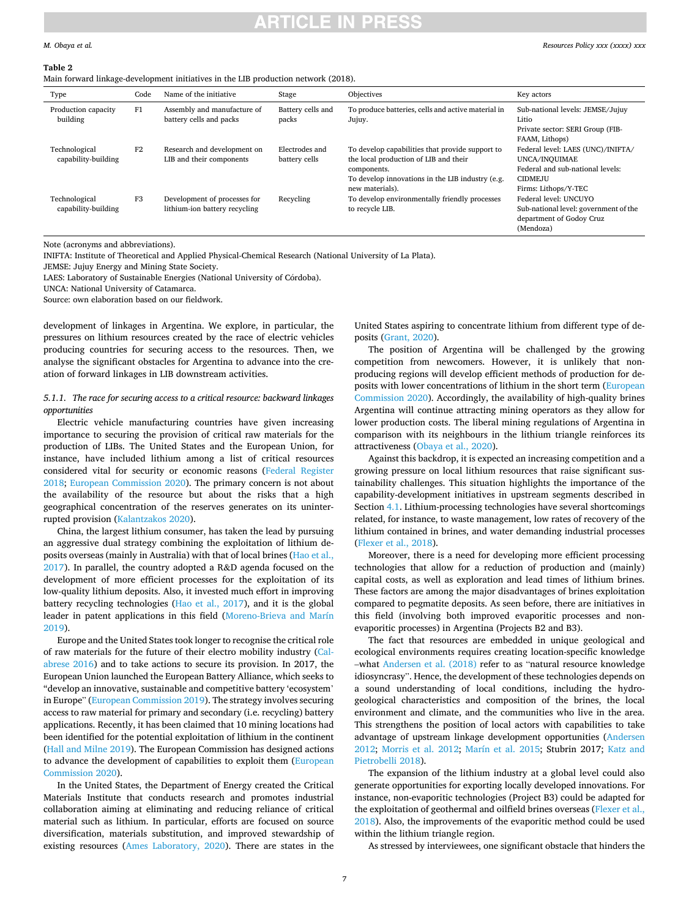**Table 2**
Main forward linkage-development initiatives in the LIB production network (2018).

| Type | Code | Name of the initiative | Stage | Objectives | Key actors |
|---|---|---|---|---|---|
| Production capacity building | F1 | Assembly and manufacture of battery cells and packs | Battery cells and packs | To produce batteries, cells and active material in Jujuy. | Sub-national levels: JEMSE/Jujuy Litio<br>Private sector: SERI Group (FIB-FAAM, Lithops) |
| Technological capability-building | F2 | Research and development on LIB and their components | Electrodes and battery cells | To develop capabilities that provide support to the local production of LIB and their components.<br>To develop innovations in the LIB industry (e.g. new materials). | Federal level: LAES (UNC)/INIFTA/UNCA/INQUIMAE<br>Federal and sub-national levels: CIDMEJU<br>Firms: Lithops/Y-TEC |
| Technological capability-building | F3 | Development of processes for lithium-ion battery recycling | Recycling | To develop environmentally friendly processes to recycle LIB. | Federal level: UNCUYO<br>Sub-national level: government of the department of Godoy Cruz (Mendoza) |

Note (acronyms and abbreviations).
INIFTA: Institute of Theoretical and Applied Physical-Chemical Research (National University of La Plata).
JEMSE: Jujuy Energy and Mining State Society.
LAES: Laboratory of Sustainable Energies (National University of Córdoba).
UNCA: National University of Catamarca.
Source: own elaboration based on our fieldwork.

development of linkages in Argentina. We explore, in particular, the pressures on lithium resources created by the race of electric vehicles producing countries for securing access to the resources. Then, we analyse the significant obstacles for Argentina to advance into the creation of forward linkages in LIB downstream activities.

#### 5.1.1. *The race for securing access to a critical resource: backward linkages opportunities*

Electric vehicle manufacturing countries have given increasing importance to securing the provision of critical raw materials for the production of LIBs. The United States and the European Union, for instance, have included lithium among a list of critical resources considered vital for security or economic reasons (Federal Register 2018; European Commission 2020). The primary concern is not about the availability of the resource but about the risks that a high geographical concentration of the reserves generates on its uninterrupted provision (Kalantzakos 2020).

China, the largest lithium consumer, has taken the lead by pursuing an aggressive dual strategy combining the exploitation of lithium deposits overseas (mainly in Australia) with that of local brines (Hao et al., 2017). In parallel, the country adopted a R&D agenda focused on the development of more efficient processes for the exploitation of its low-quality lithium deposits. Also, it invested much effort in improving battery recycling technologies (Hao et al., 2017), and it is the global leader in patent applications in this field (Moreno-Brieva and Marín 2019).

Europe and the United States took longer to recognise the critical role of raw materials for the future of their electro mobility industry (Calabrese 2016) and to take actions to secure its provision. In 2017, the European Union launched the European Battery Alliance, which seeks to "develop an innovative, sustainable and competitive battery 'ecosystem' in Europe" (European Commission 2019). The strategy involves securing access to raw material for primary and secondary (i.e. recycling) battery applications. Recently, it has been claimed that 10 mining locations had been identified for the potential exploitation of lithium in the continent (Hall and Milne 2019). The European Commission has designed actions to advance the development of capabilities to exploit them (European Commission 2020).

In the United States, the Department of Energy created the Critical Materials Institute that conducts research and promotes industrial collaboration aiming at eliminating and reducing reliance of critical material such as lithium. In particular, efforts are focused on source diversification, materials substitution, and improved stewardship of existing resources (Ames Laboratory, 2020). There are states in the United States aspiring to concentrate lithium from different type of deposits (Grant, 2020).

The position of Argentina will be challenged by the growing competition from newcomers. However, it is unlikely that non-producing regions will develop efficient methods of production for deposits with lower concentrations of lithium in the short term (European Commission 2020). Accordingly, the availability of high-quality brines Argentina will continue attracting mining operators as they allow for lower production costs. The liberal mining regulations of Argentina in comparison with its neighbours in the lithium triangle reinforces its attractiveness (Obaya et al., 2020).

Against this backdrop, it is expected an increasing competition and a growing pressure on local lithium resources that raise significant sustainability challenges. This situation highlights the importance of the capability-development initiatives in upstream segments described in Section 4.1. Lithium-processing technologies have several shortcomings related, for instance, to waste management, low rates of recovery of the lithium contained in brines, and water demanding industrial processes (Flexer et al., 2018).

Moreover, there is a need for developing more efficient processing technologies that allow for a reduction of production and (mainly) capital costs, as well as exploration and lead times of lithium brines. These factors are among the major disadvantages of brines exploitation compared to pegmatite deposits. As seen before, there are initiatives in this field (involving both improved evaporitic processes and non-evaporitic processes) in Argentina (Projects B2 and B3).

The fact that resources are embedded in unique geological and ecological environments requires creating location-specific knowledge –what Andersen et al. (2018) refer to as "natural resource knowledge idiosyncrasy". Hence, the development of these technologies depends on a sound understanding of local conditions, including the hydro-geological characteristics and composition of the brines, the local environment and climate, and the communities who live in the area. This strengthens the position of local actors with capabilities to take advantage of upstream linkage development opportunities (Andersen 2012; Morris et al. 2012; Marín et al. 2015; Stubrin 2017; Katz and Pietrobelli 2018).

The expansion of the lithium industry at a global level could also generate opportunities for exporting locally developed innovations. For instance, non-evaporitic technologies (Project B3) could be adapted for the exploitation of geothermal and oilfield brines overseas (Flexer et al., 2018). Also, the improvements of the evaporitic method could be used within the lithium triangle region.

As stressed by interviewees, one significant obstacle that hinders the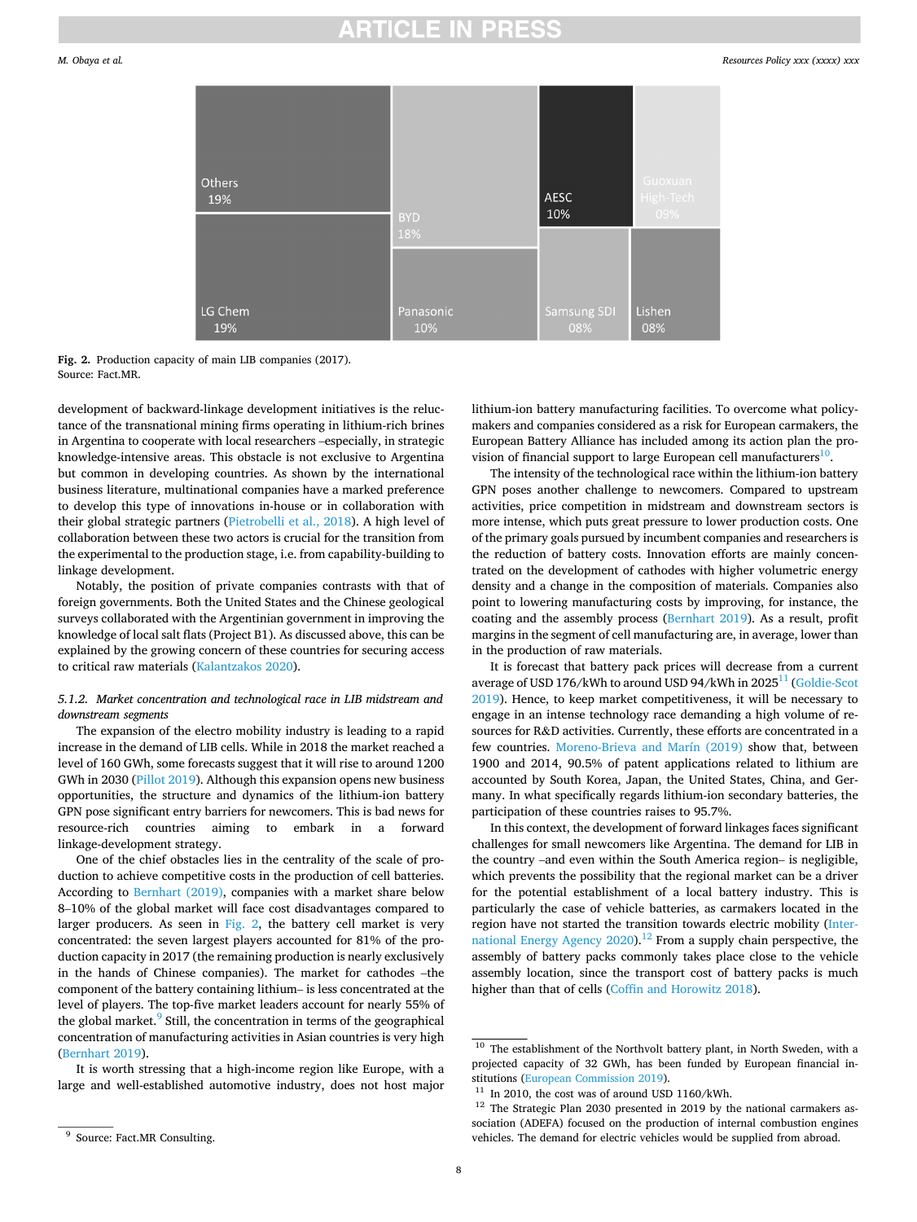Others 19%

LG Chem 19%

BYD 18%

Panasonic 10%

AESC 10%

Guoxuan High-Tech 09%

Samsung SDI 08%

Lishen 08%

**Fig. 2.** Production capacity of main LIB companies (2017).
Source: Fact.MR.

development of backward-linkage development initiatives is the reluctance of the transnational mining firms operating in lithium-rich brines in Argentina to cooperate with local researchers –especially, in strategic knowledge-intensive areas. This obstacle is not exclusive to Argentina but common in developing countries. As shown by the international business literature, multinational companies have a marked preference to develop this type of innovations in-house or in collaboration with their global strategic partners (Pietrobelli et al., 2018). A high level of collaboration between these two actors is crucial for the transition from the experimental to the production stage, i.e. from capability-building to linkage development.

Notably, the position of private companies contrasts with that of foreign governments. Both the United States and the Chinese geological surveys collaborated with the Argentinian government in improving the knowledge of local salt flats (Project B1). As discussed above, this can be explained by the growing concern of these countries for securing access to critical raw materials (Kalantzakos 2020).

#### *5.1.2. Market concentration and technological race in LIB midstream and downstream segments*

The expansion of the electro mobility industry is leading to a rapid increase in the demand of LIB cells. While in 2018 the market reached a level of 160 GWh, some forecasts suggest that it will rise to around 1200 GWh in 2030 (Pillot 2019). Although this expansion opens new business opportunities, the structure and dynamics of the lithium-ion battery GPN pose significant entry barriers for newcomers. This is bad news for resource-rich countries aiming to embark in a forward linkage-development strategy.

One of the chief obstacles lies in the centrality of the scale of production to achieve competitive costs in the production of cell batteries. According to Bernhart (2019), companies with a market share below 8–10% of the global market will face cost disadvantages compared to larger producers. As seen in Fig. 2, the battery cell market is very concentrated: the seven largest players accounted for 81% of the production capacity in 2017 (the remaining production is nearly exclusively in the hands of Chinese companies). The market for cathodes –the component of the battery containing lithium– is less concentrated at the level of players. The top-five market leaders account for nearly 55% of the global market.[9] Still, the concentration in terms of the geographical concentration of manufacturing activities in Asian countries is very high (Bernhart 2019).

It is worth stressing that a high-income region like Europe, with a large and well-established automotive industry, does not host major lithium-ion battery manufacturing facilities. To overcome what policymakers and companies considered as a risk for European carmakers, the European Battery Alliance has included among its action plan the provision of financial support to large European cell manufacturers[10].

The intensity of the technological race within the lithium-ion battery GPN poses another challenge to newcomers. Compared to upstream activities, price competition in midstream and downstream sectors is more intense, which puts great pressure to lower production costs. One of the primary goals pursued by incumbent companies and researchers is the reduction of battery costs. Innovation efforts are mainly concentrated on the development of cathodes with higher volumetric energy density and a change in the composition of materials. Companies also point to lowering manufacturing costs by improving, for instance, the coating and the assembly process (Bernhart 2019). As a result, profit margins in the segment of cell manufacturing are, in average, lower than in the production of raw materials.

It is forecast that battery pack prices will decrease from a current average of USD 176/kWh to around USD 94/kWh in 2025[11] (Goldie-Scot 2019). Hence, to keep market competitiveness, it will be necessary to engage in an intense technology race demanding a high volume of resources for R&D activities. Currently, these efforts are concentrated in a few countries. Moreno-Brieva and Marín (2019) show that, between 1900 and 2014, 90.5% of patent applications related to lithium are accounted by South Korea, Japan, the United States, China, and Germany. In what specifically regards lithium-ion secondary batteries, the participation of these countries raises to 95.7%.

In this context, the development of forward linkages faces significant challenges for small newcomers like Argentina. The demand for LIB in the country –and even within the South America region– is negligible, which prevents the possibility that the regional market can be a driver for the potential establishment of a local battery industry. This is particularly the case of vehicle batteries, as carmakers located in the region have not started the transition towards electric mobility (International Energy Agency 2020).[12] From a supply chain perspective, the assembly of battery packs commonly takes place close to the vehicle assembly location, since the transport cost of battery packs is much higher than that of cells (Coffin and Horowitz 2018).

---

[9] Source: Fact.MR Consulting.

[10] The establishment of the Northvolt battery plant, in North Sweden, with a projected capacity of 32 GWh, has been funded by European financial institutions (European Commission 2019).

[11] In 2010, the cost was of around USD 1160/kWh.

[12] The Strategic Plan 2030 presented in 2019 by the national carmakers association (ADEFA) focused on the production of internal combustion engines vehicles. The demand for electric vehicles would be supplied from abroad.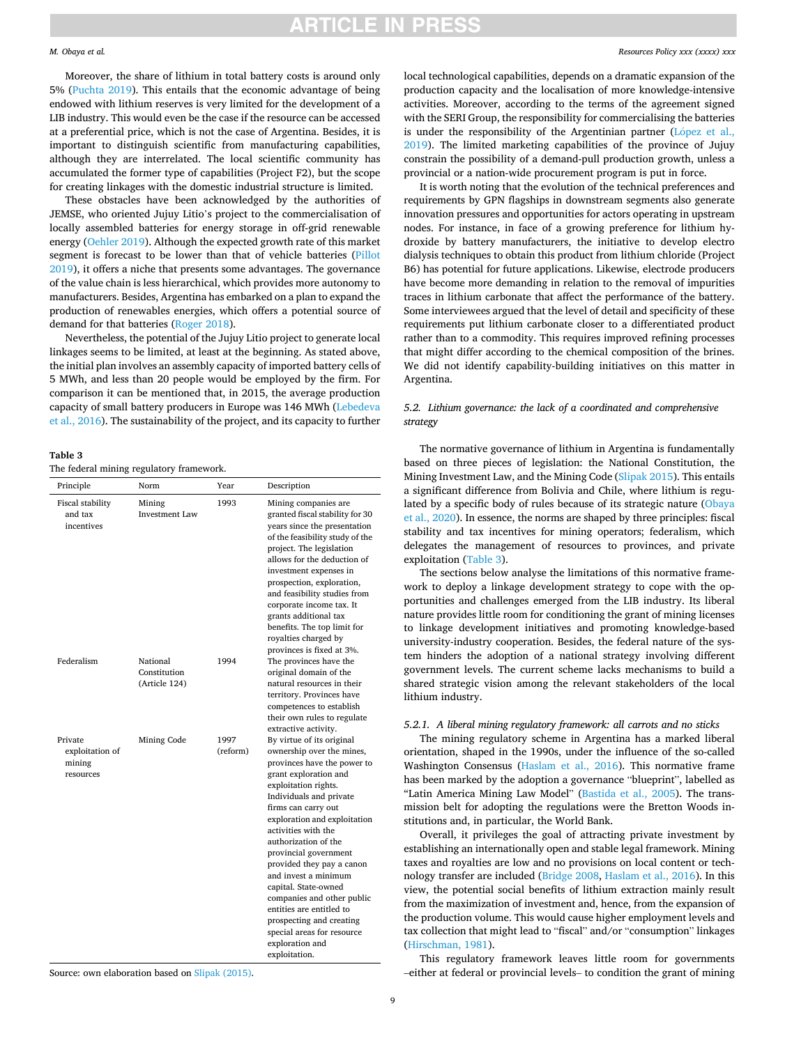Moreover, the share of lithium in total battery costs is around only 5% (Puchta 2019). This entails that the economic advantage of being endowed with lithium reserves is very limited for the development of a LIB industry. This would even be the case if the resource can be accessed at a preferential price, which is not the case of Argentina. Besides, it is important to distinguish scientific from manufacturing capabilities, although they are interrelated. The local scientific community has accumulated the former type of capabilities (Project F2), but the scope for creating linkages with the domestic industrial structure is limited.

These obstacles have been acknowledged by the authorities of JEMSE, who oriented Jujuy Litio's project to the commercialisation of locally assembled batteries for energy storage in off-grid renewable energy (Oehler 2019). Although the expected growth rate of this market segment is forecast to be lower than that of vehicle batteries (Pillot 2019), it offers a niche that presents some advantages. The governance of the value chain is less hierarchical, which provides more autonomy to manufacturers. Besides, Argentina has embarked on a plan to expand the production of renewables energies, which offers a potential source of demand for that batteries (Roger 2018).

Nevertheless, the potential of the Jujuy Litio project to generate local linkages seems to be limited, at least at the beginning. As stated above, the initial plan involves an assembly capacity of imported battery cells of 5 MWh, and less than 20 people would be employed by the firm. For comparison it can be mentioned that, in 2015, the average production capacity of small battery producers in Europe was 146 MWh (Lebedeva et al., 2016). The sustainability of the project, and its capacity to further local technological capabilities, depends on a dramatic expansion of the production capacity and the localisation of more knowledge-intensive activities. Moreover, according to the terms of the agreement signed with the SERI Group, the responsibility for commercialising the batteries is under the responsibility of the Argentinian partner (López et al., 2019). The limited marketing capabilities of the province of Jujuy constrain the possibility of a demand-pull production growth, unless a provincial or a nation-wide procurement program is put in force.

It is worth noting that the evolution of the technical preferences and requirements by GPN flagships in downstream segments also generate innovation pressures and opportunities for actors operating in upstream nodes. For instance, in face of a growing preference for lithium hydroxide by battery manufacturers, the initiative to develop electro dialysis techniques to obtain this product from lithium chloride (Project B6) has potential for future applications. Likewise, electrode producers have become more demanding in relation to the removal of impurities traces in lithium carbonate that affect the performance of the battery. Some interviewees argued that the level of detail and specificity of these requirements put lithium carbonate closer to a differentiated product rather than to a commodity. This requires improved refining processes that might differ according to the chemical composition of the brines. We did not identify capability-building initiatives on this matter in Argentina.

**Table 3**
The federal mining regulatory framework.

| Principle | Norm | Year | Description |
|---|---|---|---|
| Fiscal stability and tax incentives | Mining Investment Law | 1993 | Mining companies are granted fiscal stability for 30 years since the presentation of the feasibility study of the project. The legislation allows for the deduction of investment expenses in prospection, exploration, and feasibility studies from corporate income tax. It grants additional tax benefits. The top limit for royalties charged by provinces is fixed at 3%. |
| Federalism | National Constitution (Article 124) | 1994 | The provinces have the original domain of the natural resources in their territory. Provinces have competences to establish their own rules to regulate extractive activity. |
| Private exploitation of mining resources | Mining Code | 1997 (reform) | By virtue of its original ownership over the mines, provinces have the power to grant exploration and exploitation rights. Individuals and private firms can carry out exploration and exploitation activities with the authorization of the provincial government provided they pay a canon and invest a minimum capital. State-owned companies and other public entities are entitled to prospecting and creating special areas for resource exploration and exploitation. |

Source: own elaboration based on Slipak (2015).

### 5.2. Lithium governance: the lack of a coordinated and comprehensive strategy

The normative governance of lithium in Argentina is fundamentally based on three pieces of legislation: the National Constitution, the Mining Investment Law, and the Mining Code (Slipak 2015). This entails a significant difference from Bolivia and Chile, where lithium is regulated by a specific body of rules because of its strategic nature (Obaya et al., 2020). In essence, the norms are shaped by three principles: fiscal stability and tax incentives for mining operators; federalism, which delegates the management of resources to provinces, and private exploitation (Table 3).

The sections below analyse the limitations of this normative framework to deploy a linkage development strategy to cope with the opportunities and challenges emerged from the LIB industry. Its liberal nature provides little room for conditioning the grant of mining licenses to linkage development initiatives and promoting knowledge-based university-industry cooperation. Besides, the federal nature of the system hinders the adoption of a national strategy involving different government levels. The current scheme lacks mechanisms to build a shared strategic vision among the relevant stakeholders of the local lithium industry.

#### 5.2.1. A liberal mining regulatory framework: all carrots and no sticks

The mining regulatory scheme in Argentina has a marked liberal orientation, shaped in the 1990s, under the influence of the so-called Washington Consensus (Haslam et al., 2016). This normative frame has been marked by the adoption a governance "blueprint", labelled as "Latin America Mining Law Model" (Bastida et al., 2005). The transmission belt for adopting the regulations were the Bretton Woods institutions and, in particular, the World Bank.

Overall, it privileges the goal of attracting private investment by establishing an internationally open and stable legal framework. Mining taxes and royalties are low and no provisions on local content or technology transfer are included (Bridge 2008, Haslam et al., 2016). In this view, the potential social benefits of lithium extraction mainly result from the maximization of investment and, hence, from the expansion of the production volume. This would cause higher employment levels and tax collection that might lead to "fiscal" and/or "consumption" linkages (Hirschman, 1981).

This regulatory framework leaves little room for governments –either at federal or provincial levels– to condition the grant of mining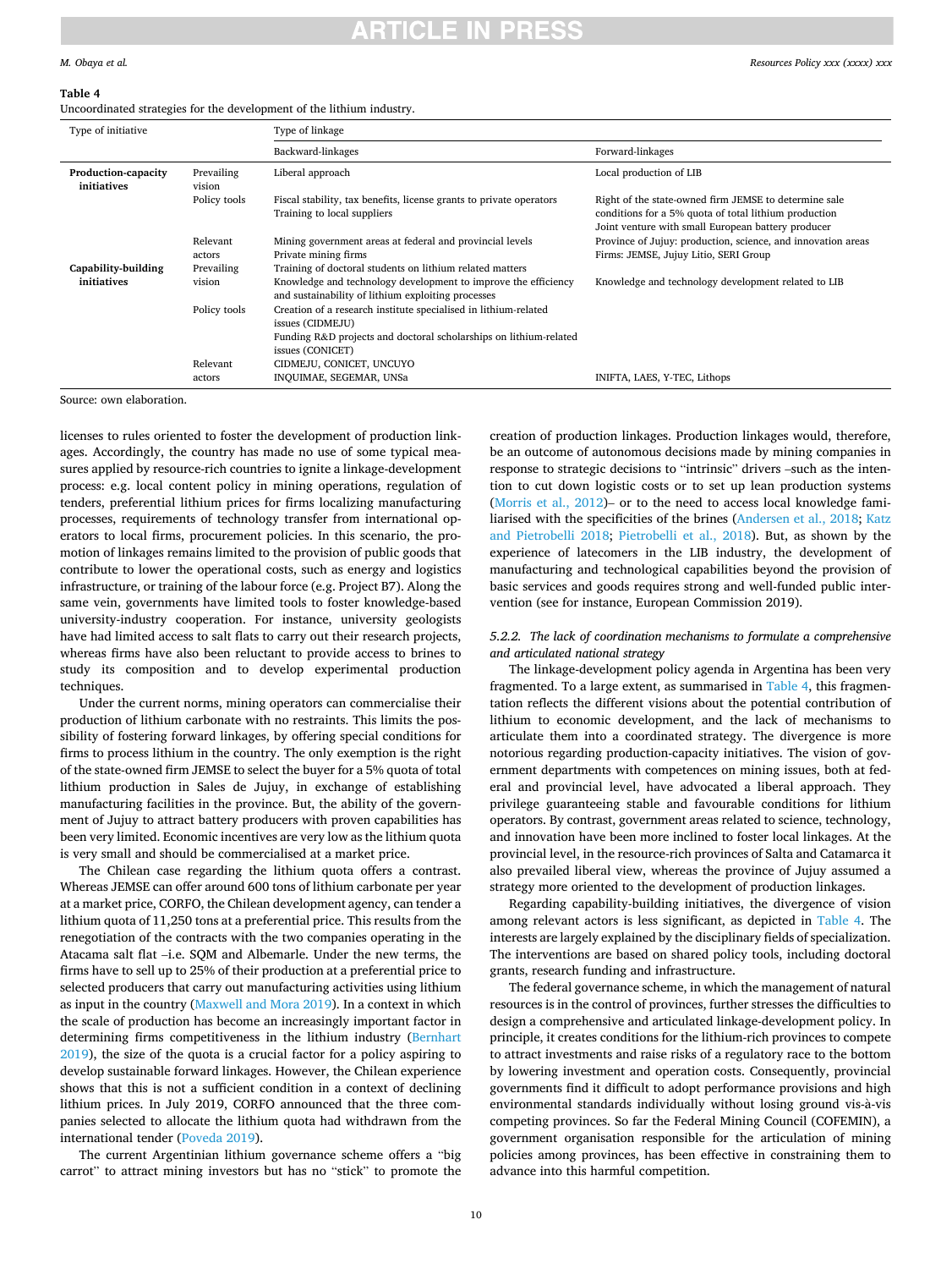**Table 4**
Uncoordinated strategies for the development of the lithium industry.

| Type of initiative | | Type of linkage | |
|---|---|---|---|
| | | Backward-linkages | Forward-linkages |
| **Production-capacity initiatives** | Prevailing vision | Liberal approach | Local production of LIB |
| | Policy tools | Fiscal stability, tax benefits, license grants to private operators<br>Training to local suppliers | Right of the state-owned firm JEMSE to determine sale conditions for a 5% quota of total lithium production<br>Joint venture with small European battery producer |
| | Relevant actors | Mining government areas at federal and provincial levels<br>Private mining firms | Province of Jujuy: production, science, and innovation areas<br>Firms: JEMSE, Jujuy Litio, SERI Group |
| **Capability-building initiatives** | Prevailing vision | Training of doctoral students on lithium related matters<br>Knowledge and technology development to improve the efficiency and sustainability of lithium exploiting processes | Knowledge and technology development related to LIB |
| | Policy tools | Creation of a research institute specialised in lithium-related issues (CIDMEJU)<br>Funding R&D projects and doctoral scholarships on lithium-related issues (CONICET) | |
| | Relevant actors | CIDMEJU, CONICET, UNCUYO<br>INQUIMAE, SEGEMAR, UNSa | INIFTA, LAES, Y-TEC, Lithops |

Source: own elaboration.

licenses to rules oriented to foster the development of production linkages. Accordingly, the country has made no use of some typical measures applied by resource-rich countries to ignite a linkage-development process: e.g. local content policy in mining operations, regulation of tenders, preferential lithium prices for firms localizing manufacturing processes, requirements of technology transfer from international operators to local firms, procurement policies. In this scenario, the promotion of linkages remains limited to the provision of public goods that contribute to lower the operational costs, such as energy and logistics infrastructure, or training of the labour force (e.g. Project B7). Along the same vein, governments have limited tools to foster knowledge-based university-industry cooperation. For instance, university geologists have had limited access to salt flats to carry out their research projects, whereas firms have also been reluctant to provide access to brines to study its composition and to develop experimental production techniques.

Under the current norms, mining operators can commercialise their production of lithium carbonate with no restraints. This limits the possibility of fostering forward linkages, by offering special conditions for firms to process lithium in the country. The only exemption is the right of the state-owned firm JEMSE to select the buyer for a 5% quota of total lithium production in Sales de Jujuy, in exchange of establishing manufacturing facilities in the province. But, the ability of the government of Jujuy to attract battery producers with proven capabilities has been very limited. Economic incentives are very low as the lithium quota is very small and should be commercialised at a market price.

The Chilean case regarding the lithium quota offers a contrast. Whereas JEMSE can offer around 600 tons of lithium carbonate per year at a market price, CORFO, the Chilean development agency, can tender a lithium quota of 11,250 tons at a preferential price. This results from the renegotiation of the contracts with the two companies operating in the Atacama salt flat –i.e. SQM and Albemarle. Under the new terms, the firms have to sell up to 25% of their production at a preferential price to selected producers that carry out manufacturing activities using lithium as input in the country (Maxwell and Mora 2019). In a context in which the scale of production has become an increasingly important factor in determining firms competitiveness in the lithium industry (Bernhart 2019), the size of the quota is a crucial factor for a policy aspiring to develop sustainable forward linkages. However, the Chilean experience shows that this is not a sufficient condition in a context of declining lithium prices. In July 2019, CORFO announced that the three companies selected to allocate the lithium quota had withdrawn from the international tender (Poveda 2019).

The current Argentinian lithium governance scheme offers a "big carrot" to attract mining investors but has no "stick" to promote the creation of production linkages. Production linkages would, therefore, be an outcome of autonomous decisions made by mining companies in response to strategic decisions to "intrinsic" drivers –such as the intention to cut down logistic costs or to set up lean production systems (Morris et al., 2012)– or to the need to access local knowledge familiarised with the specificities of the brines (Andersen et al., 2018; Katz and Pietrobelli 2018; Pietrobelli et al., 2018). But, as shown by the experience of latecomers in the LIB industry, the development of manufacturing and technological capabilities beyond the provision of basic services and goods requires strong and well-funded public intervention (see for instance, European Commission 2019).

#### *5.2.2. The lack of coordination mechanisms to formulate a comprehensive and articulated national strategy*

The linkage-development policy agenda in Argentina has been very fragmented. To a large extent, as summarised in Table 4, this fragmentation reflects the different visions about the potential contribution of lithium to economic development, and the lack of mechanisms to articulate them into a coordinated strategy. The divergence is more notorious regarding production-capacity initiatives. The vision of government departments with competences on mining issues, both at federal and provincial level, have advocated a liberal approach. They privilege guaranteeing stable and favourable conditions for lithium operators. By contrast, government areas related to science, technology, and innovation have been more inclined to foster local linkages. At the provincial level, in the resource-rich provinces of Salta and Catamarca it also prevailed liberal view, whereas the province of Jujuy assumed a strategy more oriented to the development of production linkages.

Regarding capability-building initiatives, the divergence of vision among relevant actors is less significant, as depicted in Table 4. The interests are largely explained by the disciplinary fields of specialization. The interventions are based on shared policy tools, including doctoral grants, research funding and infrastructure.

The federal governance scheme, in which the management of natural resources is in the control of provinces, further stresses the difficulties to design a comprehensive and articulated linkage-development policy. In principle, it creates conditions for the lithium-rich provinces to compete to attract investments and raise risks of a regulatory race to the bottom by lowering investment and operation costs. Consequently, provincial governments find it difficult to adopt performance provisions and high environmental standards individually without losing ground vis-à-vis competing provinces. So far the Federal Mining Council (COFEMIN), a government organisation responsible for the articulation of mining policies among provinces, has been effective in constraining them to advance into this harmful competition.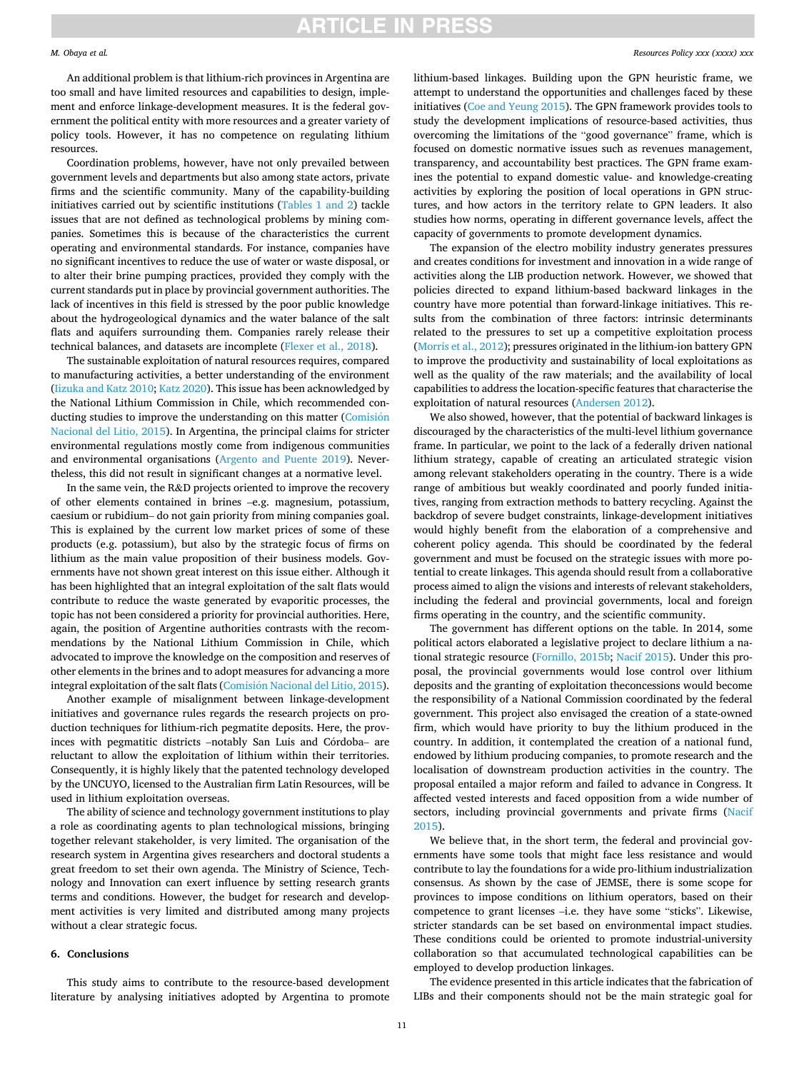An additional problem is that lithium-rich provinces in Argentina are too small and have limited resources and capabilities to design, implement and enforce linkage-development measures. It is the federal government the political entity with more resources and a greater variety of policy tools. However, it has no competence on regulating lithium resources.

Coordination problems, however, have not only prevailed between government levels and departments but also among state actors, private firms and the scientific community. Many of the capability-building initiatives carried out by scientific institutions (Tables 1 and 2) tackle issues that are not defined as technological problems by mining companies. Sometimes this is because of the characteristics the current operating and environmental standards. For instance, companies have no significant incentives to reduce the use of water or waste disposal, or to alter their brine pumping practices, provided they comply with the current standards put in place by provincial government authorities. The lack of incentives in this field is stressed by the poor public knowledge about the hydrogeological dynamics and the water balance of the salt flats and aquifers surrounding them. Companies rarely release their technical balances, and datasets are incomplete (Flexer et al., 2018).

The sustainable exploitation of natural resources requires, compared to manufacturing activities, a better understanding of the environment (Iizuka and Katz 2010; Katz 2020). This issue has been acknowledged by the National Lithium Commission in Chile, which recommended conducting studies to improve the understanding on this matter (Comisión Nacional del Litio, 2015). In Argentina, the principal claims for stricter environmental regulations mostly come from indigenous communities and environmental organisations (Argento and Puente 2019). Nevertheless, this did not result in significant changes at a normative level.

In the same vein, the R&D projects oriented to improve the recovery of other elements contained in brines –e.g. magnesium, potassium, caesium or rubidium– do not gain priority from mining companies goal. This is explained by the current low market prices of some of these products (e.g. potassium), but also by the strategic focus of firms on lithium as the main value proposition of their business models. Governments have not shown great interest on this issue either. Although it has been highlighted that an integral exploitation of the salt flats would contribute to reduce the waste generated by evaporitic processes, the topic has not been considered a priority for provincial authorities. Here, again, the position of Argentine authorities contrasts with the recommendations by the National Lithium Commission in Chile, which advocated to improve the knowledge on the composition and reserves of other elements in the brines and to adopt measures for advancing a more integral exploitation of the salt flats (Comisión Nacional del Litio, 2015).

Another example of misalignment between linkage-development initiatives and governance rules regards the research projects on production techniques for lithium-rich pegmatite deposits. Here, the provinces with pegmatitic districts –notably San Luis and Córdoba– are reluctant to allow the exploitation of lithium within their territories. Consequently, it is highly likely that the patented technology developed by the UNCUYO, licensed to the Australian firm Latin Resources, will be used in lithium exploitation overseas.

The ability of science and technology government institutions to play a role as coordinating agents to plan technological missions, bringing together relevant stakeholder, is very limited. The organisation of the research system in Argentina gives researchers and doctoral students a great freedom to set their own agenda. The Ministry of Science, Technology and Innovation can exert influence by setting research grants terms and conditions. However, the budget for research and development activities is very limited and distributed among many projects without a clear strategic focus.

## 6. Conclusions

This study aims to contribute to the resource-based development literature by analysing initiatives adopted by Argentina to promote lithium-based linkages. Building upon the GPN heuristic frame, we attempt to understand the opportunities and challenges faced by these initiatives (Coe and Yeung 2015). The GPN framework provides tools to study the development implications of resource-based activities, thus overcoming the limitations of the "good governance" frame, which is focused on domestic normative issues such as revenues management, transparency, and accountability best practices. The GPN frame examines the potential to expand domestic value- and knowledge-creating activities by exploring the position of local operations in GPN structures, and how actors in the territory relate to GPN leaders. It also studies how norms, operating in different governance levels, affect the capacity of governments to promote development dynamics.

The expansion of the electro mobility industry generates pressures and creates conditions for investment and innovation in a wide range of activities along the LIB production network. However, we showed that policies directed to expand lithium-based backward linkages in the country have more potential than forward-linkage initiatives. This results from the combination of three factors: intrinsic determinants related to the pressures to set up a competitive exploitation process (Morris et al., 2012); pressures originated in the lithium-ion battery GPN to improve the productivity and sustainability of local exploitations as well as the quality of the raw materials; and the availability of local capabilities to address the location-specific features that characterise the exploitation of natural resources (Andersen 2012).

We also showed, however, that the potential of backward linkages is discouraged by the characteristics of the multi-level lithium governance frame. In particular, we point to the lack of a federally driven national lithium strategy, capable of creating an articulated strategic vision among relevant stakeholders operating in the country. There is a wide range of ambitious but weakly coordinated and poorly funded initiatives, ranging from extraction methods to battery recycling. Against the backdrop of severe budget constraints, linkage-development initiatives would highly benefit from the elaboration of a comprehensive and coherent policy agenda. This should be coordinated by the federal government and must be focused on the strategic issues with more potential to create linkages. This agenda should result from a collaborative process aimed to align the visions and interests of relevant stakeholders, including the federal and provincial governments, local and foreign firms operating in the country, and the scientific community.

The government has different options on the table. In 2014, some political actors elaborated a legislative project to declare lithium a national strategic resource (Fornillo, 2015b; Nacif 2015). Under this proposal, the provincial governments would lose control over lithium deposits and the granting of exploitation theconcessions would become the responsibility of a National Commission coordinated by the federal government. This project also envisaged the creation of a state-owned firm, which would have priority to buy the lithium produced in the country. In addition, it contemplated the creation of a national fund, endowed by lithium producing companies, to promote research and the localisation of downstream production activities in the country. The proposal entailed a major reform and failed to advance in Congress. It affected vested interests and faced opposition from a wide number of sectors, including provincial governments and private firms (Nacif 2015).

We believe that, in the short term, the federal and provincial governments have some tools that might face less resistance and would contribute to lay the foundations for a wide pro-lithium industrialization consensus. As shown by the case of JEMSE, there is some scope for provinces to impose conditions on lithium operators, based on their competence to grant licenses –i.e. they have some "sticks". Likewise, stricter standards can be set based on environmental impact studies. These conditions could be oriented to promote industrial-university collaboration so that accumulated technological capabilities can be employed to develop production linkages.

The evidence presented in this article indicates that the fabrication of LIBs and their components should not be the main strategic goal for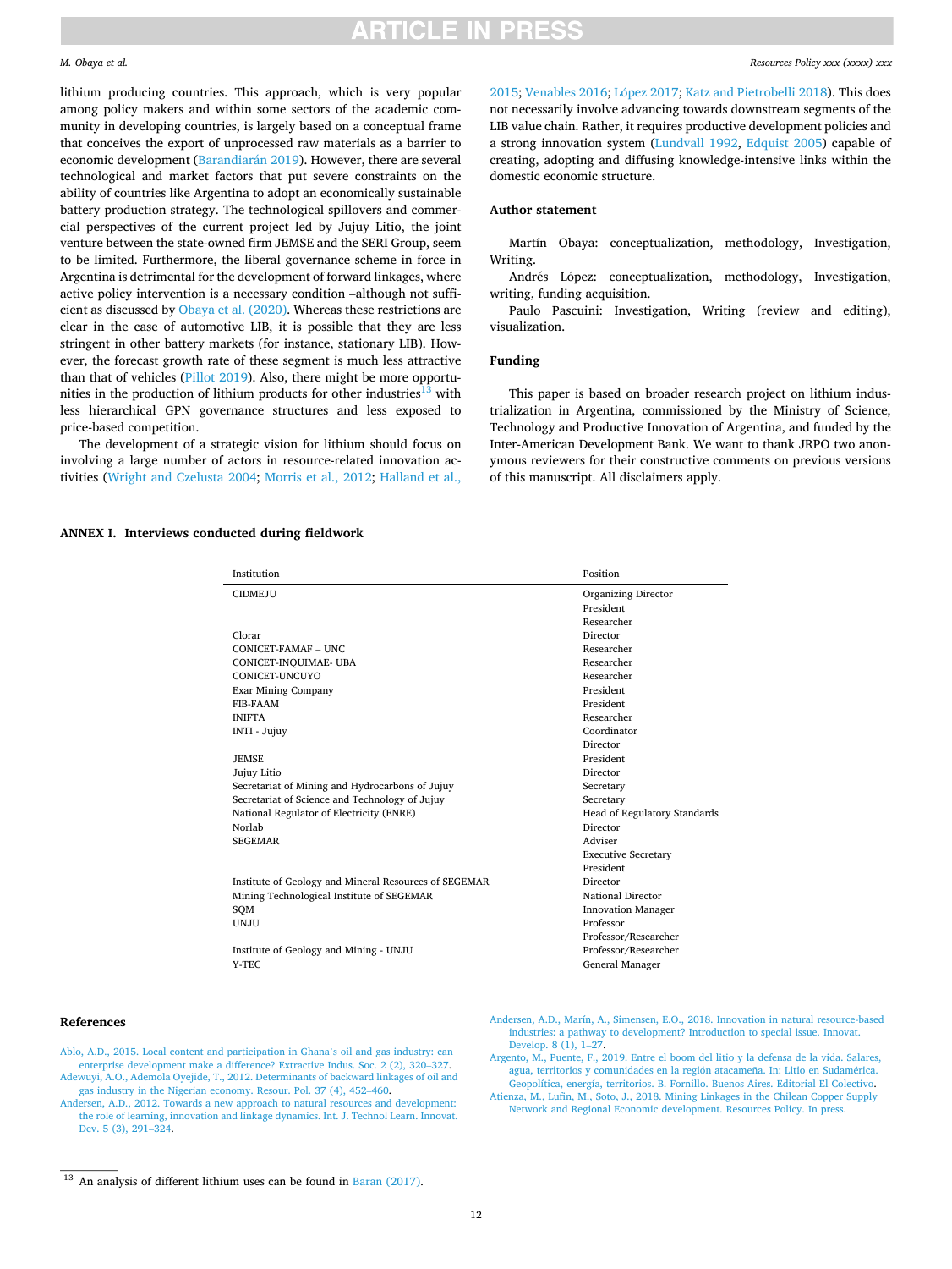lithium producing countries. This approach, which is very popular among policy makers and within some sectors of the academic community in developing countries, is largely based on a conceptual frame that conceives the export of unprocessed raw materials as a barrier to economic development (Barandiarán 2019). However, there are several technological and market factors that put severe constraints on the ability of countries like Argentina to adopt an economically sustainable battery production strategy. The technological spillovers and commercial perspectives of the current project led by Jujuy Litio, the joint venture between the state-owned firm JEMSE and the SERI Group, seem to be limited. Furthermore, the liberal governance scheme in force in Argentina is detrimental for the development of forward linkages, where active policy intervention is a necessary condition –although not sufficient as discussed by Obaya et al. (2020). Whereas these restrictions are clear in the case of automotive LIB, it is possible that they are less stringent in other battery markets (for instance, stationary LIB). However, the forecast growth rate of these segment is much less attractive than that of vehicles (Pillot 2019). Also, there might be more opportunities in the production of lithium products for other industries[13] with less hierarchical GPN governance structures and less exposed to price-based competition.

The development of a strategic vision for lithium should focus on involving a large number of actors in resource-related innovation activities (Wright and Czelusta 2004; Morris et al., 2012; Halland et al., 2015; Venables 2016; López 2017; Katz and Pietrobelli 2018). This does not necessarily involve advancing towards downstream segments of the LIB value chain. Rather, it requires productive development policies and a strong innovation system (Lundvall 1992, Edquist 2005) capable of creating, adopting and diffusing knowledge-intensive links within the domestic economic structure.

## Author statement

Martín Obaya: conceptualization, methodology, Investigation, Writing.

Andrés López: conceptualization, methodology, Investigation, writing, funding acquisition.

Paulo Pascuini: Investigation, Writing (review and editing), visualization.

## Funding

This paper is based on broader research project on lithium industrialization in Argentina, commissioned by the Ministry of Science, Technology and Productive Innovation of Argentina, and funded by the Inter-American Development Bank. We want to thank JRPO two anonymous reviewers for their constructive comments on previous versions of this manuscript. All disclaimers apply.

## ANNEX I. Interviews conducted during fieldwork

| Institution | Position |
|---|---|
| CIDMEJU | Organizing Director |
| | President |
| | Researcher |
| Clorar | Director |
| CONICET-FAMAF – UNC | Researcher |
| CONICET-INQUIMAE- UBA | Researcher |
| CONICET-UNCUYO | Researcher |
| Exar Mining Company | President |
| FIB-FAAM | President |
| INIFTA | Researcher |
| INTI - Jujuy | Coordinator |
| | Director |
| JEMSE | President |
| Jujuy Litio | Director |
| Secretariat of Mining and Hydrocarbons of Jujuy | Secretary |
| Secretariat of Science and Technology of Jujuy | Secretary |
| National Regulator of Electricity (ENRE) | Head of Regulatory Standards |
| Norlab | Director |
| SEGEMAR | Adviser |
| | Executive Secretary |
| | President |
| Institute of Geology and Mineral Resources of SEGEMAR | Director |
| Mining Technological Institute of SEGEMAR | National Director |
| SQM | Innovation Manager |
| UNJU | Professor |
| | Professor/Researcher |
| Institute of Geology and Mining - UNJU | Professor/Researcher |
| Y-TEC | General Manager |

## References

Ablo, A.D., 2015. Local content and participation in Ghana's oil and gas industry: can enterprise development make a difference? Extractive Indus. Soc. 2 (2), 320–327.

Adewuyi, A.O., Ademola Oyejide, T., 2012. Determinants of backward linkages of oil and gas industry in the Nigerian economy. Resour. Pol. 37 (4), 452–460.

Andersen, A.D., 2012. Towards a new approach to natural resources and development: the role of learning, innovation and linkage dynamics. Int. J. Technol Learn. Innovat. Dev. 5 (3), 291–324.

Andersen, A.D., Marín, A., Simensen, E.O., 2018. Innovation in natural resource-based industries: a pathway to development? Introduction to special issue. Innovat. Develop. 8 (1), 1–27.

Argento, M., Puente, F., 2019. Entre el boom del litio y la defensa de la vida. Salares, agua, territorios y comunidades en la región atacameña. In: Litio en Sudamérica. Geopolítica, energía, territorios. B. Fornillo. Buenos Aires. Editorial El Colectivo.

Atienza, M., Lufin, M., Soto, J., 2018. Mining Linkages in the Chilean Copper Supply Network and Regional Economic development. Resources Policy. In press.

[13] An analysis of different lithium uses can be found in Baran (2017).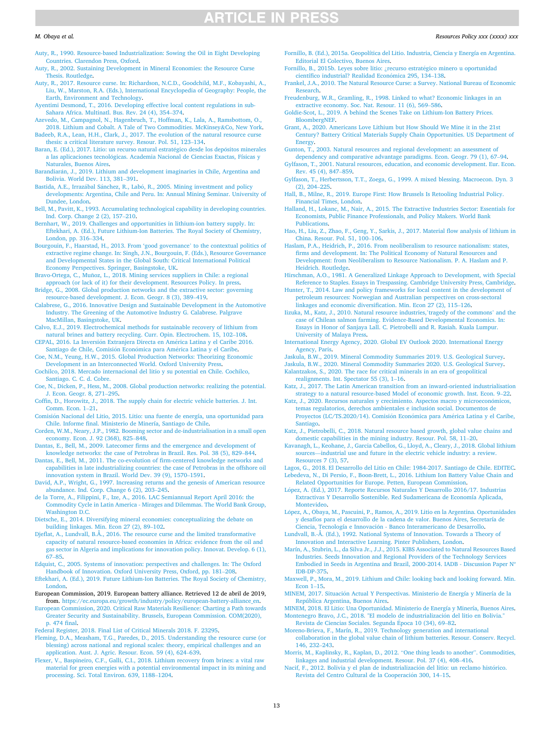Auty, R., 1990. Resource-based Industrialization: Sowing the Oil in Eight Developing Countries. Clarendon Press, Oxford.

Auty, R., 2002. Sustaining Development in Mineral Economies: the Resource Curse Thesis. Routledge.

Auty, R., 2017. Resource curse. In: Richardson, N.C.D., Goodchild, M.F., Kobayashi, A., Liu, W., Marston, R.A. (Eds.), International Encyclopedia of Geography: People, the Earth, Environment and Technology.

Ayentimi Desmond, T., 2016. Developing effective local content regulations in sub-Sahara Africa. Multinatl. Bus. Rev. 24 (4), 354–374.

Azevedo, M., Campagnol, N., Hagenbruch, T., Hoffman, K., Lala, A., Ramsbottom, O., 2018. Lithium and Cobalt. A Tale of Two Commodities. McKinsey&Co, New York.

Badeeb, R.A., Lean, H.H., Clark, J., 2017. The evolution of the natural resource curse thesis: a critical literature survey. Resour. Pol. 51, 123–134.

Baran, E. (Ed.), 2017. Litio: un recurso natural estratégico desde los depósitos minerales a las aplicaciones tecnológicas. Academia Nacional de Ciencias Exactas, Físicas y Naturales, Buenos Aires.

Barandiarán, J., 2019. Lithium and development imaginaries in Chile, Argentina and Bolivia. World Dev. 113, 381–391.

Bastida, A.E., Irrazábal Sánchez, R., Labó, R., 2005. Mining investment and policy developments: Argentina, Chile and Peru. In: Annual Mining Seminar. University of Dundee, London.

Bell, M., Pavitt, K., 1993. Accumulating technological capability in developing countries. Ind. Corp. Change 2 (2), 157–210.

Bernhart, W., 2019. Challenges and opportunities in lithium-ion battery supply. In: Eftekhari, A. (Ed.), Future Lithium-Ion Batteries. The Royal Society of Chemistry, London, pp. 316–334.

Bourgouin, F., Haarstad, H., 2013. From 'good governance' to the contextual politics of extractive regime change. In: Singh, J.N., Bourgouin, F. (Eds.), Resource Governance and Developmental States in the Global South: Critical International Political Economy Perspectives. Springer, Basingstoke, UK.

Bravo-Ortega, C., Muñoz, L., 2018. Mining services suppliers in Chile: a regional approach (or lack of it) for their development. Resources Policy. In press.

Bridge, G., 2008. Global production networks and the extractive sector: governing resource-based development. J. Econ. Geogr. 8 (3), 389–419.

Calabrese, G., 2016. Innovative Design and Sustainable Development in the Automotive Industry. The Greening of the Automotive Industry G. Calabrese. Palgrave MacMillan, Basingstoke, UK.

Calvo, E.J., 2019. Electrochemical methods for sustainable recovery of lithium from natural brines and battery recycling. Curr. Opin. Electrochem. 15, 102–108.

CEPAL, 2016. La Inversión Extranjera Directa en América Latina y el Caribe 2016. Santiago de Chile, Comisión Económica para América Latina y el Caribe.

Coe, N.M., Yeung, H.W., 2015. Global Production Networks: Theorizing Economic Development in an Interconnected World. Oxford University Press.

Cochilco, 2018. Mercado internacional del litio y su potencial en Chile. Cochilco, Santiago. C. C. d. Cobre.

Coe, N.M., Dicken, P., Hess, M., 2008. Global production networks: realizing the potential. J. Econ. Geogr. 8, 271–295.

Coffin, D., Horowitz, J., 2018. The supply chain for electric vehicle batteries. J. Int. Comm. Econ. 1–21.

Comisión Nacional del Litio, 2015. Litio: una fuente de energía, una oportunidad para Chile. Informe final. Ministerio de Minería, Santiago de Chile.

Corden, W.M., Neary, J.P., 1982. Booming sector and de-industrialisation in a small open economy. Econ. J. 92 (368), 825–848.

Dantas, E., Bell, M., 2009. Latecomer firms and the emergence and development of knowledge networks: the case of Petrobras in Brazil. Res. Pol. 38 (5), 829–844.

Dantas, E., Bell, M., 2011. The co-evolution of firm-centered knowledge networks and capabilities in late industrializing countries: the case of Petrobras in the offshore oil innovation system in Brazil. World Dev. 39 (9), 1570–1591.

David, A.P., Wright, G., 1997. Increasing returns and the genesis of American resource abundance. Ind. Corp. Change 6 (2), 203–245.

de la Torre, A., Filippini, F., Ize, A., 2016. LAC Semiannual Report April 2016: the Commodity Cycle in Latin America - Mirages and Dilemmas. The World Bank Group, Washington D.C.

Dietsche, E., 2014. Diversifying mineral economies: conceptualizing the debate on building linkages. Min. Econ 27 (2), 89–102.

Djeflat, A., Lundvall, B.Å., 2016. The resource curse and the limited transformative capacity of natural resource-based economies in Africa: evidence from the oil and gas sector in Algeria and implications for innovation policy. Innovat. Develop. 6 (1), 67–85.

Edquist, C., 2005. Systems of innovation: perspectives and challenges. In: The Oxford Handbook of Innovation. Oxford University Press, Oxford, pp. 181–208.

Eftekhari, A. (Ed.), 2019. Future Lithium-Ion Batteries. The Royal Society of Chemistry, London.

European Commission, 2019. European battery alliance. Retrieved 12 de abril de 2019, from. https://ec.europa.eu/growth/industry/policy/european-battery-alliance_en.

European Commission, 2020. Critical Raw Materials Resilience: Charting a Path towards Greater Security and Sustainability. Brussels, European Commission. COM(2020), p. 474 final.

Federal Register, 2018. Final List of Critical Minerals 2018. F. 23295.

Fleming, D.A., Measham, T.G., Paredes, D., 2015. Understanding the resource curse (or blessing) across national and regional scales: theory, empirical challenges and an application. Aust. J. Agric. Resour. Econ. 59 (4), 624–639.

Flexer, V., Baspineiro, C.F., Galli, C.I., 2018. Lithium recovery from brines: a vital raw material for green energies with a potential environmental impact in its mining and processing. Sci. Total Environ. 639, 1188–1204.

Fornillo, B. (Ed.), 2015a. Geopolítica del Litio. Industria, Ciencia y Energía en Argentina. Editorial El Colectivo, Buenos Aires.

Fornillo, B., 2015b. Leyes sobre litio: ¿recurso estratégico minero u oportunidad científico industrial? Realidad Económica 295, 134–138.

Frankel, J.A., 2010. The Natural Resource Curse: a Survey. National Bureau of Economic Research.

Freudenburg, W.R., Gramling, R., 1998. Linked to what? Economic linkages in an extractive economy. Soc. Nat. Resour. 11 (6), 569–586.

Goldie-Scot, L., 2019. A behind the Scenes Take on Lithium-Ion Battery Prices. BloombergNEF.

Grant, A., 2020. Americans Love Lithium but How Should We Mine it in the 21st Century? Battery Critical Materials Supply Chain Opportunities. US Department of Energy.

Gunton, T., 2003. Natural resources and regional development: an assessment of dependency and comparative advantage paradigms. Econ. Geogr. 79 (1), 67–94.

Gylfason, T., 2001. Natural resources, education, and economic development. Eur. Econ. Rev. 45 (4), 847–859.

Gylfason, T., Herbertsson, T.T., Zoega, G., 1999. A mixed blessing. Macroecon. Dyn. 3 (2), 204–225.

Hall, B., Milne, R., 2019. Europe First: How Brussels Is Retooling Industrial Policy. Financial Times, London.

Halland, H., Lokanc, M., Nair, A., 2015. The Extractive Industries Sector: Essentials for Economists, Public Finance Professionals, and Policy Makers. World Bank Publications.

Hao, H., Liu, Z., Zhao, F., Geng, Y., Sarkis, J., 2017. Material flow analysis of lithium in China. Resour. Pol. 51, 100–106.

Haslam, P.A., Heidrich, P., 2016. From neoliberalism to resource nationalism: states, firms and development. In: The Political Economy of Natural Resources and Development: from Neoliberalism to Resource Nationalism. P. A. Haslam and P. Heidrich. Routledge.

Hirschman, A.O., 1981. A Generalized Linkage Approach to Development, with Special Reference to Staples. Essays in Trespassing. Cambridge University Press, Cambridge.

Hunter, T., 2014. Law and policy frameworks for local content in the development of petroleum resources: Norwegian and Australian perspectives on cross-sectoral linkages and economic diversification. Min. Econ 27 (2), 115–126.

Iizuka, M., Katz, J., 2010. Natural resource industries,'tragedy of the commons' and the case of Chilean salmon farming. Evidence-Based Developmental Economics. In: Essays in Honor of Sanjaya Lall. C. Pietrobelli and R. Rasiah. Kuala Lumpur. University of Malaya Press.

International Energy Agency, 2020. Global EV Outlook 2020. International Energy Agency, Paris.

Jaskula, B.W., 2019. Mineral Commodity Summaries 2019. U.S. Geological Survey.

Jaskula, B.W., 2020. Mineral Commodity Summaries 2020. U.S. Geological Survey.

Kalantzakos, S., 2020. The race for critical minerals in an era of geopolitical realignments. Int. Spectator 55 (3), 1–16.

Katz, J., 2017. The Latin American transition from an inward-oriented industrialisation strategy to a natural resource-based Model of economic growth. Inst. Econ. 9–22.

Katz, J., 2020. Recursos naturales y crecimiento. Aspectos macro y microeconómicos, temas regulatorios, derechos ambientales e inclusión social. Documentos de Proyectos (LC/TS.2020/14). Comisión Económica para América Latina y el Caribe, Santiago.

Katz, J., Pietrobelli, C., 2018. Natural resource based growth, global value chains and domestic capabilities in the mining industry. Resour. Pol. 58, 11–20.

Kavanagh, L., Keohane, J., Garcia Cabellos, G., Lloyd, A., Cleary, J., 2018. Global lithium sources—industrial use and future in the electric vehicle industry: a review. Resources 7 (3), 57.

Lagos, G., 2018. El Desarrollo del Litio en Chile: 1984-2017. Santiago de Chile. EDITEC.

Lebedeva, N., Di Persio, F., Boon-Brett, L., 2016. Lithium Ion Battery Value Chain and Related Opportunities for Europe. Petten, European Commission.

López, A. (Ed.), 2017. Reporte Recursos Naturales Y Desarrollo 2016/17. Industrias Extractivas Y Desarrollo Sostenible. Red Sudamericana de Economía Aplicada, Montevideo.

López, A., Obaya, M., Pascuini, P., Ramos, A., 2019. Litio en la Argentina. Oportunidades y desafíos para el desarrollo de la cadena de valor. Buenos Aires, Secretaría de Ciencia, Tecnología e Innovación - Banco Interamericano de Desarrollo.

Lundvall, B.-Å. (Ed.), 1992. National Systems of Innovation. Towards a Theory of Innovation and Interactive Learning. Pinter Publishers, London.

Marín, A., Stubrin, L., da Silva Jr., J.J., 2015. KIBS Associated to Natural Resources Based Industries. Seeds Innovation and Regional Providers of the Technology Services Embodied in Seeds in Argentina and Brazil, 2000-2014. IADB - Discussion Paper N° IDB-DP-375.

Maxwell, P., Mora, M., 2019. Lithium and Chile: looking back and looking forward. Min. Econ 1–15.

MINEM, 2017. Situación Actual Y Perspectivas. Ministerio de Energía y Minería de la República Argentina, Buenos Aires.

MINEM, 2018. El Litio: Una Oportunidad. Ministerio de Energía y Minería, Buenos Aires.

Montenegro Bravo, J.C., 2018. "El modelo de industrialización del litio en Bolivia." Revista de Ciencias Sociales. Segunda Época 10 (34), 69–82.

Moreno-Brieva, F., Marín, R., 2019. Technology generation and international collaboration in the global value chain of lithium batteries. Resour. Conserv. Recycl. 146, 232–243.

Morris, M., Kaplinsky, R., Kaplan, D., 2012. "One thing leads to another". Commodities, linkages and industrial development. Resour. Pol. 37 (4), 408–416.

Nacif, F., 2012. Bolivia y el plan de industrialización del litio: un reclamo histórico. Revista del Centro Cultural de la Cooperación 300, 14–15.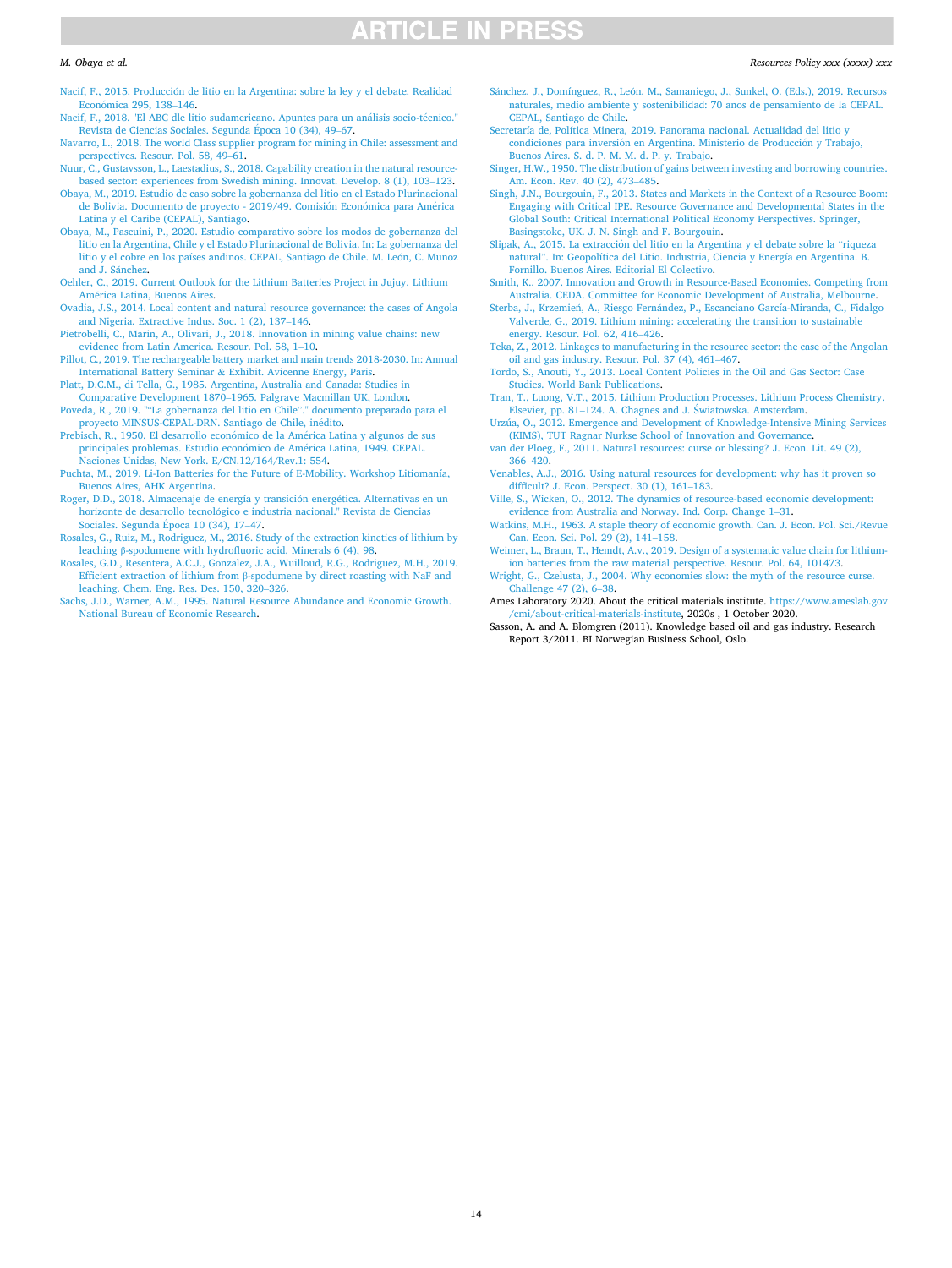Nacif, F., 2015. Producción de litio en la Argentina: sobre la ley y el debate. Realidad Económica 295, 138–146.

Nacif, F., 2018. "El ABC dle litio sudamericano. Apuntes para un análisis socio-técnico." Revista de Ciencias Sociales. Segunda Época 10 (34), 49–67.

Navarro, L., 2018. The world Class supplier program for mining in Chile: assessment and perspectives. Resour. Pol. 58, 49–61.

Nuur, C., Gustavsson, L., Laestadius, S., 2018. Capability creation in the natural resource-based sector: experiences from Swedish mining. Innovat. Develop. 8 (1), 103–123.

Obaya, M., 2019. Estudio de caso sobre la gobernanza del litio en el Estado Plurinacional de Bolivia. Documento de proyecto - 2019/49. Comisión Económica para América Latina y el Caribe (CEPAL), Santiago.

Obaya, M., Pascuini, P., 2020. Estudio comparativo sobre los modos de gobernanza del litio en la Argentina, Chile y el Estado Plurinacional de Bolivia. In: La gobernanza del litio y el cobre en los países andinos. CEPAL, Santiago de Chile. M. León, C. Muñoz and J. Sánchez.

Oehler, C., 2019. Current Outlook for the Lithium Batteries Project in Jujuy. Lithium América Latina, Buenos Aires.

Ovadia, J.S., 2014. Local content and natural resource governance: the cases of Angola and Nigeria. Extractive Indus. Soc. 1 (2), 137–146.

Pietrobelli, C., Marin, A., Olivari, J., 2018. Innovation in mining value chains: new evidence from Latin America. Resour. Pol. 58, 1–10.

Pillot, C., 2019. The rechargeable battery market and main trends 2018-2030. In: Annual International Battery Seminar & Exhibit. Avicenne Energy, Paris.

Platt, D.C.M., di Tella, G., 1985. Argentina, Australia and Canada: Studies in Comparative Development 1870–1965. Palgrave Macmillan UK, London.

Poveda, R., 2019. "La gobernanza del litio en Chile"." documento preparado para el proyecto MINSUS-CEPAL-DRN. Santiago de Chile, inédito.

Prebisch, R., 1950. El desarrollo económico de la América Latina y algunos de sus principales problemas. Estudio económico de América Latina, 1949. CEPAL. Naciones Unidas, New York. E/CN.12/164/Rev.1: 554.

Puchta, M., 2019. Li-Ion Batteries for the Future of E-Mobility. Workshop Litiomanía, Buenos Aires, AHK Argentina.

Roger, D.D., 2018. Almacenaje de energía y transición energética. Alternativas en un horizonte de desarrollo tecnológico e industria nacional." Revista de Ciencias Sociales. Segunda Época 10 (34), 17–47.

Rosales, G., Ruiz, M., Rodriguez, M., 2016. Study of the extraction kinetics of lithium by leaching β-spodumene with hydrofluoric acid. Minerals 6 (4), 98.

Rosales, G.D., Resentera, A.C.J., Gonzalez, J.A., Wuilloud, R.G., Rodriguez, M.H., 2019. Efficient extraction of lithium from β-spodumene by direct roasting with NaF and leaching. Chem. Eng. Res. Des. 150, 320–326.

Sachs, J.D., Warner, A.M., 1995. Natural Resource Abundance and Economic Growth. National Bureau of Economic Research.

Sánchez, J., Domínguez, R., León, M., Samaniego, J., Sunkel, O. (Eds.), 2019. Recursos naturales, medio ambiente y sostenibilidad: 70 años de pensamiento de la CEPAL. CEPAL, Santiago de Chile.

Secretaría de, Política Minera, 2019. Panorama nacional. Actualidad del litio y condiciones para inversión en Argentina. Ministerio de Producción y Trabajo, Buenos Aires. S. d. P. M. M. d. P. y. Trabajo.

Singer, H.W., 1950. The distribution of gains between investing and borrowing countries. Am. Econ. Rev. 40 (2), 473–485.

Singh, J.N., Bourgouin, F., 2013. States and Markets in the Context of a Resource Boom: Engaging with Critical IPE. Resource Governance and Developmental States in the Global South: Critical International Political Economy Perspectives. Springer, Basingstoke, UK. J. N. Singh and F. Bourgouin.

Slipak, A., 2015. La extracción del litio en la Argentina y el debate sobre la "riqueza natural". In: Geopolítica del Litio. Industria, Ciencia y Energía en Argentina. B. Fornillo. Buenos Aires. Editorial El Colectivo.

Smith, K., 2007. Innovation and Growth in Resource-Based Economies. Competing from Australia. CEDA. Committee for Economic Development of Australia, Melbourne.

Sterba, J., Krzemień, A., Riesgo Fernández, P., Escanciano García-Miranda, C., Fidalgo Valverde, G., 2019. Lithium mining: accelerating the transition to sustainable energy. Resour. Pol. 62, 416–426.

Teka, Z., 2012. Linkages to manufacturing in the resource sector: the case of the Angolan oil and gas industry. Resour. Pol. 37 (4), 461–467.

Tordo, S., Anouti, Y., 2013. Local Content Policies in the Oil and Gas Sector: Case Studies. World Bank Publications.

Tran, T., Luong, V.T., 2015. Lithium Production Processes. Lithium Process Chemistry. Elsevier, pp. 81–124. A. Chagnes and J. Światowska. Amsterdam.

Urzúa, O., 2012. Emergence and Development of Knowledge-Intensive Mining Services (KIMS), TUT Ragnar Nurkse School of Innovation and Governance.

van der Ploeg, F., 2011. Natural resources: curse or blessing? J. Econ. Lit. 49 (2), 366–420.

Venables, A.J., 2016. Using natural resources for development: why has it proven so difficult? J. Econ. Perspect. 30 (1), 161–183.

Ville, S., Wicken, O., 2012. The dynamics of resource-based economic development: evidence from Australia and Norway. Ind. Corp. Change 1–31.

Watkins, M.H., 1963. A staple theory of economic growth. Can. J. Econ. Pol. Sci./Revue Can. Econ. Sci. Pol. 29 (2), 141–158.

Weimer, L., Braun, T., Hemdt, A.v., 2019. Design of a systematic value chain for lithium-ion batteries from the raw material perspective. Resour. Pol. 64, 101473.

Wright, G., Czelusta, J., 2004. Why economies slow: the myth of the resource curse. Challenge 47 (2), 6–38.

Ames Laboratory 2020. About the critical materials institute. https://www.ameslab.gov/cmi/about-critical-materials-institute, 2020s , 1 October 2020.

Sasson, A. and A. Blomgren (2011). Knowledge based oil and gas industry. Research Report 3/2011. BI Norwegian Business School, Oslo.